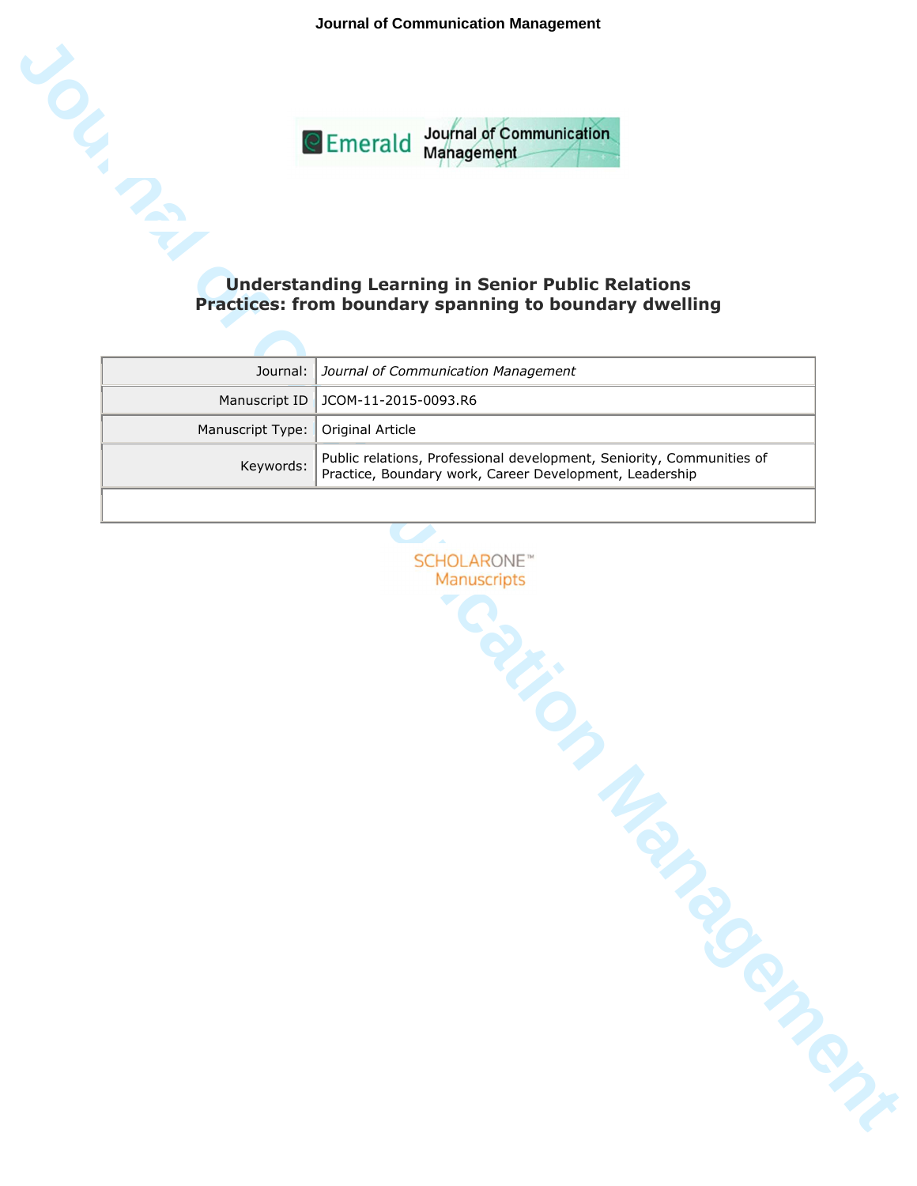# Understanding Learning in Senior Public Relations Practices: from boundary spanning to boundary dwelling

| | |
|---|---|
| Journal: | *Journal of Communication Management* |
| Manuscript ID | JCOM-11-2015-0093.R6 |
| Manuscript Type: | Original Article |
| Keywords: | Public relations, Professional development, Seniority, Communities of Practice, Boundary work, Career Development, Leadership |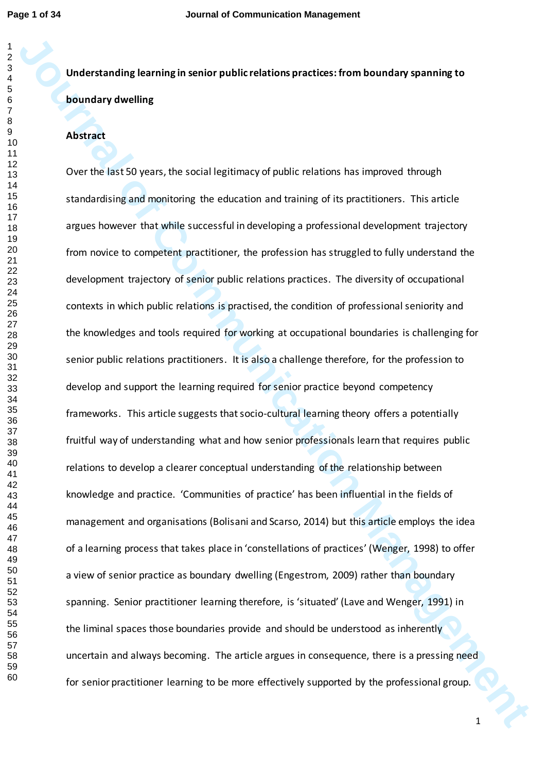**Understanding learning in senior public relations practices: from boundary spanning to boundary dwelling**

**Abstract**

Over the last 50 years, the social legitimacy of public relations has improved through standardising and monitoring the education and training of its practitioners. This article argues however that while successful in developing a professional development trajectory from novice to competent practitioner, the profession has struggled to fully understand the development trajectory of senior public relations practices. The diversity of occupational contexts in which public relations is practised, the condition of professional seniority and the knowledges and tools required for working at occupational boundaries is challenging for senior public relations practitioners. It is also a challenge therefore, for the profession to develop and support the learning required for senior practice beyond competency frameworks. This article suggests that socio-cultural learning theory offers a potentially fruitful way of understanding what and how senior professionals learn that requires public relations to develop a clearer conceptual understanding of the relationship between knowledge and practice. 'Communities of practice' has been influential in the fields of management and organisations (Bolisani and Scarso, 2014) but this article employs the idea of a learning process that takes place in 'constellations of practices' (Wenger, 1998) to offer a view of senior practice as boundary dwelling (Engestrom, 2009) rather than boundary spanning. Senior practitioner learning therefore, is 'situated' (Lave and Wenger, 1991) in the liminal spaces those boundaries provide and should be understood as inherently uncertain and always becoming. The article argues in consequence, there is a pressing need for senior practitioner learning to be more effectively supported by the professional group.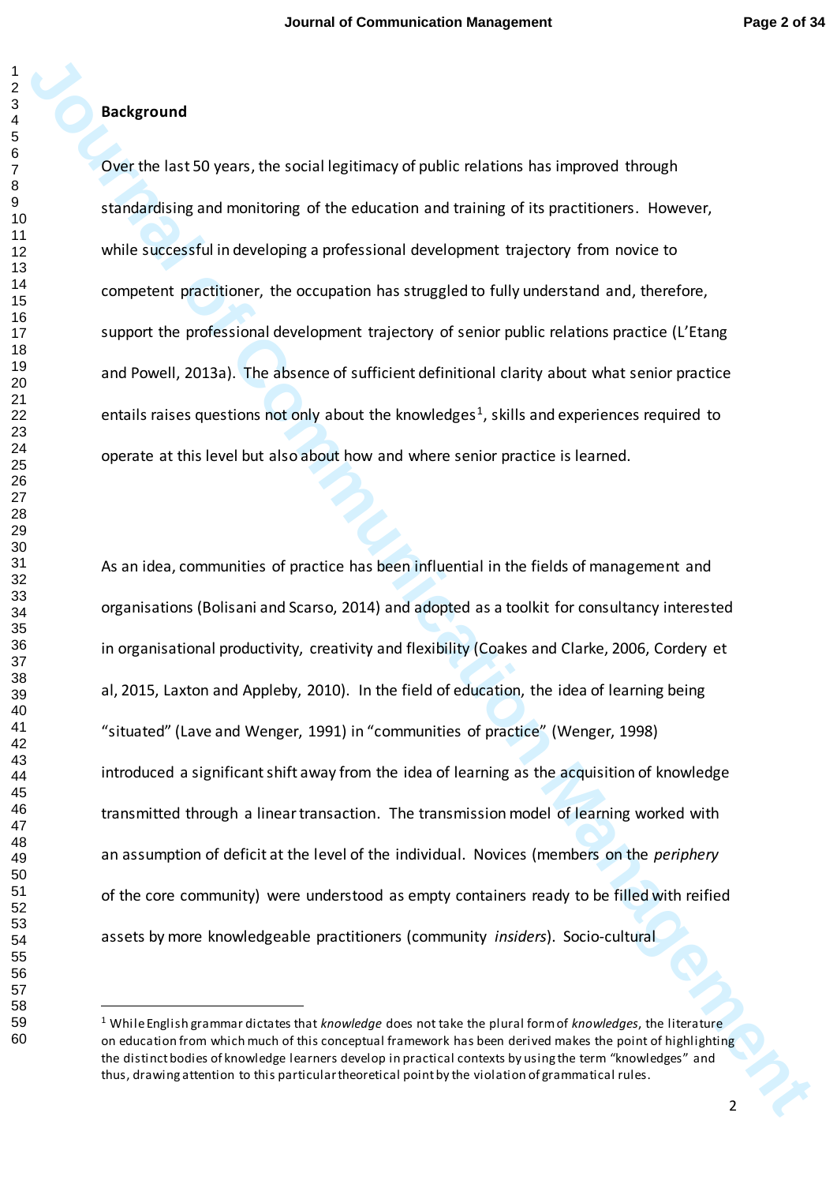## Background

Over the last 50 years, the social legitimacy of public relations has improved through standardising and monitoring of the education and training of its practitioners. However, while successful in developing a professional development trajectory from novice to competent practitioner, the occupation has struggled to fully understand and, therefore, support the professional development trajectory of senior public relations practice (L'Etang and Powell, 2013a). The absence of sufficient definitional clarity about what senior practice entails raises questions not only about the knowledges[1], skills and experiences required to operate at this level but also about how and where senior practice is learned.

As an idea, communities of practice has been influential in the fields of management and organisations (Bolisani and Scarso, 2014) and adopted as a toolkit for consultancy interested in organisational productivity, creativity and flexibility (Coakes and Clarke, 2006, Cordery et al, 2015, Laxton and Appleby, 2010). In the field of education, the idea of learning being "situated" (Lave and Wenger, 1991) in "communities of practice" (Wenger, 1998) introduced a significant shift away from the idea of learning as the acquisition of knowledge transmitted through a linear transaction. The transmission model of learning worked with an assumption of deficit at the level of the individual. Novices (members on the *periphery* of the core community) were understood as empty containers ready to be filled with reified assets by more knowledgeable practitioners (community *insiders*). Socio-cultural

[1] While English grammar dictates that *knowledge* does not take the plural form of *knowledges*, the literature on education from which much of this conceptual framework has been derived makes the point of highlighting the distinct bodies of knowledge learners develop in practical contexts by using the term "knowledges" and thus, drawing attention to this particular theoretical point by the violation of grammatical rules.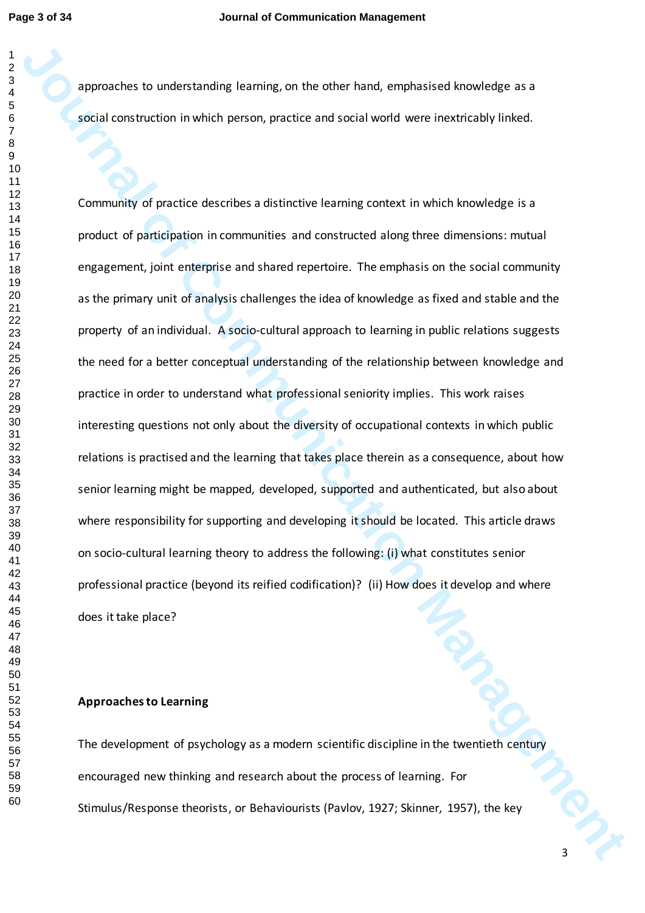approaches to understanding learning, on the other hand, emphasised knowledge as a social construction in which person, practice and social world were inextricably linked.

Community of practice describes a distinctive learning context in which knowledge is a product of participation in communities and constructed along three dimensions: mutual engagement, joint enterprise and shared repertoire. The emphasis on the social community as the primary unit of analysis challenges the idea of knowledge as fixed and stable and the property of an individual. A socio-cultural approach to learning in public relations suggests the need for a better conceptual understanding of the relationship between knowledge and practice in order to understand what professional seniority implies. This work raises interesting questions not only about the diversity of occupational contexts in which public relations is practised and the learning that takes place therein as a consequence, about how senior learning might be mapped, developed, supported and authenticated, but also about where responsibility for supporting and developing it should be located. This article draws on socio-cultural learning theory to address the following: (i) what constitutes senior professional practice (beyond its reified codification)? (ii) How does it develop and where does it take place?

**Approaches to Learning**

The development of psychology as a modern scientific discipline in the twentieth century encouraged new thinking and research about the process of learning. For Stimulus/Response theorists, or Behaviourists (Pavlov, 1927; Skinner, 1957), the key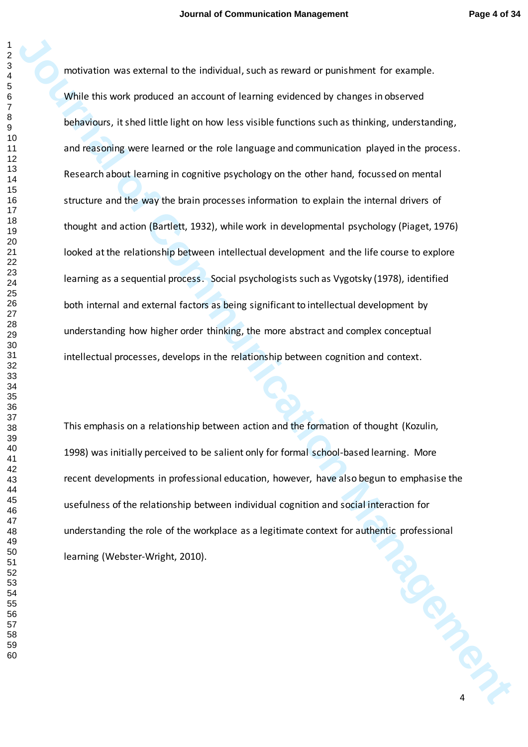motivation was external to the individual, such as reward or punishment for example. While this work produced an account of learning evidenced by changes in observed behaviours, it shed little light on how less visible functions such as thinking, understanding, and reasoning were learned or the role language and communication played in the process. Research about learning in cognitive psychology on the other hand, focussed on mental structure and the way the brain processes information to explain the internal drivers of thought and action (Bartlett, 1932), while work in developmental psychology (Piaget, 1976) looked at the relationship between intellectual development and the life course to explore learning as a sequential process. Social psychologists such as Vygotsky (1978), identified both internal and external factors as being significant to intellectual development by understanding how higher order thinking, the more abstract and complex conceptual intellectual processes, develops in the relationship between cognition and context.

This emphasis on a relationship between action and the formation of thought (Kozulin, 1998) was initially perceived to be salient only for formal school-based learning. More recent developments in professional education, however, have also begun to emphasise the usefulness of the relationship between individual cognition and social interaction for understanding the role of the workplace as a legitimate context for authentic professional learning (Webster-Wright, 2010).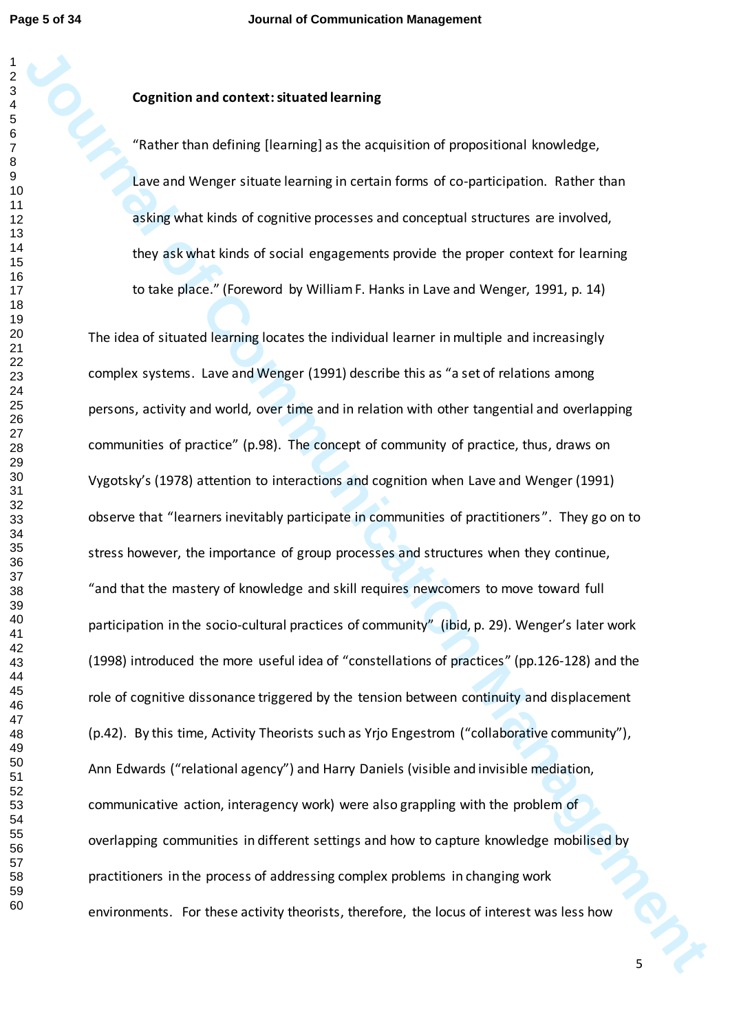**Cognition and context: situated learning**

> "Rather than defining [learning] as the acquisition of propositional knowledge, Lave and Wenger situate learning in certain forms of co-participation. Rather than asking what kinds of cognitive processes and conceptual structures are involved, they ask what kinds of social engagements provide the proper context for learning to take place." (Foreword by William F. Hanks in Lave and Wenger, 1991, p. 14)

The idea of situated learning locates the individual learner in multiple and increasingly complex systems. Lave and Wenger (1991) describe this as "a set of relations among persons, activity and world, over time and in relation with other tangential and overlapping communities of practice" (p.98). The concept of community of practice, thus, draws on Vygotsky's (1978) attention to interactions and cognition when Lave and Wenger (1991) observe that "learners inevitably participate in communities of practitioners". They go on to stress however, the importance of group processes and structures when they continue, "and that the mastery of knowledge and skill requires newcomers to move toward full participation in the socio-cultural practices of community" (ibid, p. 29). Wenger's later work (1998) introduced the more useful idea of "constellations of practices" (pp.126-128) and the role of cognitive dissonance triggered by the tension between continuity and displacement (p.42). By this time, Activity Theorists such as Yrjo Engestrom ("collaborative community"), Ann Edwards ("relational agency") and Harry Daniels (visible and invisible mediation, communicative action, interagency work) were also grappling with the problem of overlapping communities in different settings and how to capture knowledge mobilised by practitioners in the process of addressing complex problems in changing work environments. For these activity theorists, therefore, the locus of interest was less how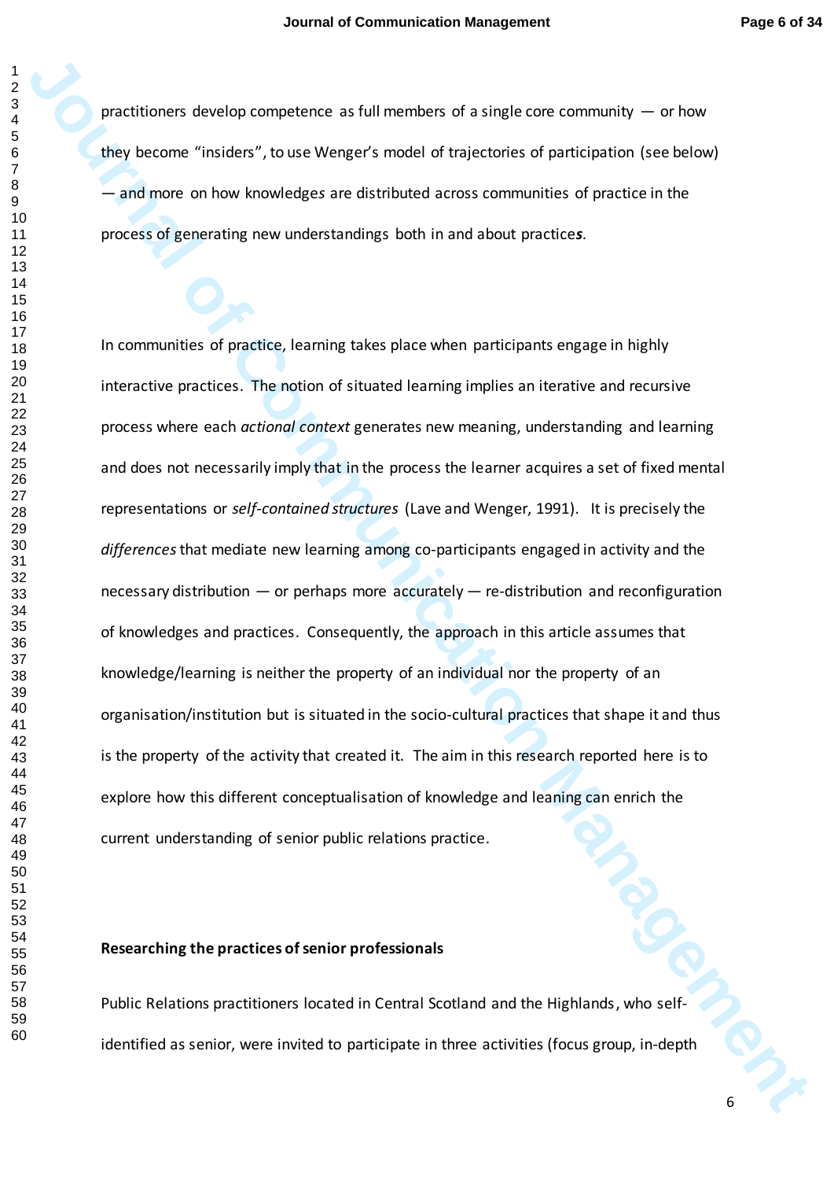practitioners develop competence as full members of a single core community — or how they become "insiders", to use Wenger's model of trajectories of participation (see below) — and more on how knowledges are distributed across communities of practice in the process of generating new understandings both in and about practice***s***.

In communities of practice, learning takes place when participants engage in highly interactive practices. The notion of situated learning implies an iterative and recursive process where each *actional context* generates new meaning, understanding and learning and does not necessarily imply that in the process the learner acquires a set of fixed mental representations or *self-contained structures* (Lave and Wenger, 1991). It is precisely the *differences* that mediate new learning among co-participants engaged in activity and the necessary distribution — or perhaps more accurately — re-distribution and reconfiguration of knowledges and practices. Consequently, the approach in this article assumes that knowledge/learning is neither the property of an individual nor the property of an organisation/institution but is situated in the socio-cultural practices that shape it and thus is the property of the activity that created it. The aim in this research reported here is to explore how this different conceptualisation of knowledge and leaning can enrich the current understanding of senior public relations practice.

**Researching the practices of senior professionals**

Public Relations practitioners located in Central Scotland and the Highlands, who self-identified as senior, were invited to participate in three activities (focus group, in-depth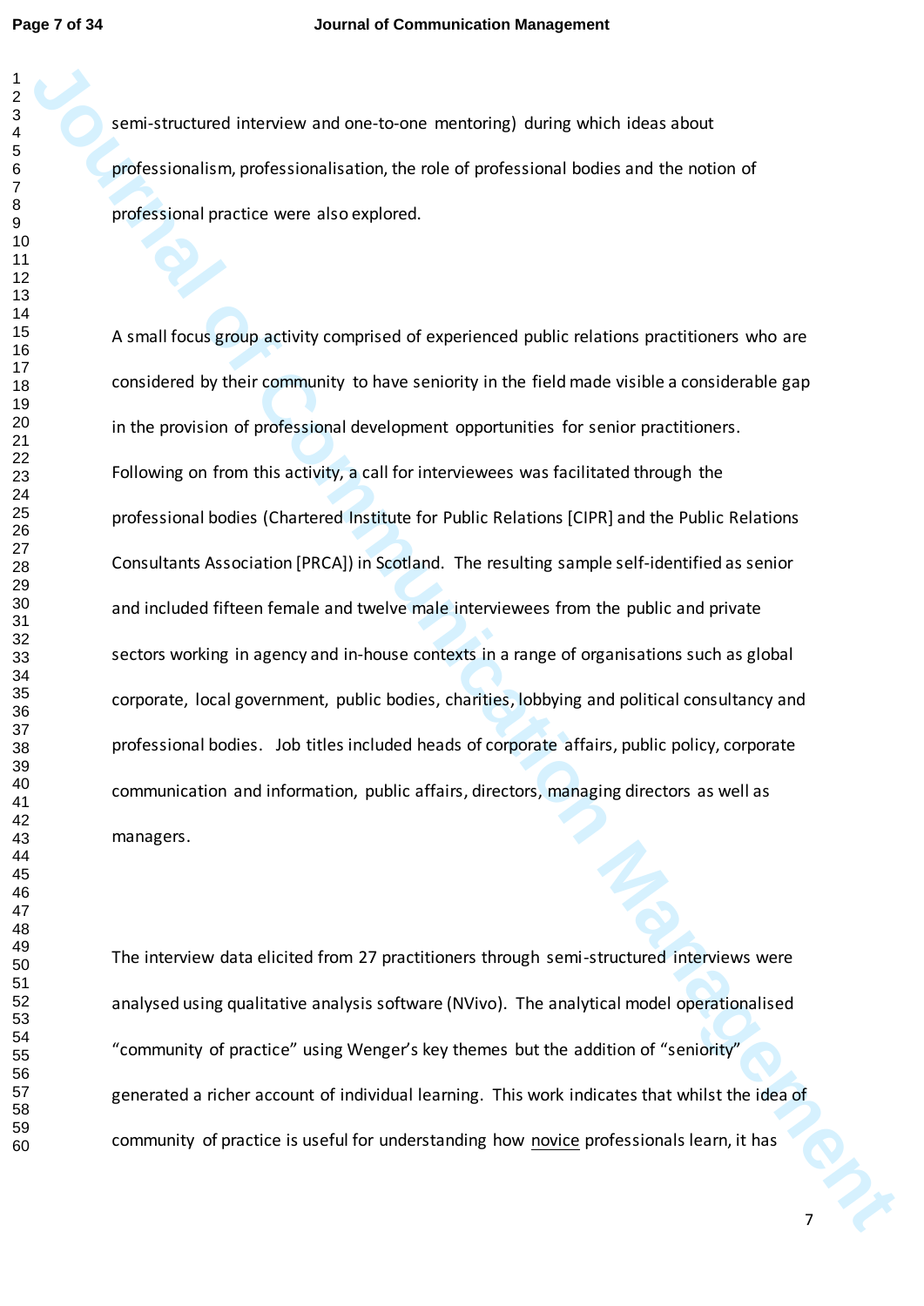semi-structured interview and one-to-one mentoring) during which ideas about professionalism, professionalisation, the role of professional bodies and the notion of professional practice were also explored.

A small focus group activity comprised of experienced public relations practitioners who are considered by their community to have seniority in the field made visible a considerable gap in the provision of professional development opportunities for senior practitioners. Following on from this activity, a call for interviewees was facilitated through the professional bodies (Chartered Institute for Public Relations [CIPR] and the Public Relations Consultants Association [PRCA]) in Scotland. The resulting sample self-identified as senior and included fifteen female and twelve male interviewees from the public and private sectors working in agency and in-house contexts in a range of organisations such as global corporate, local government, public bodies, charities, lobbying and political consultancy and professional bodies. Job titles included heads of corporate affairs, public policy, corporate communication and information, public affairs, directors, managing directors as well as managers.

The interview data elicited from 27 practitioners through semi-structured interviews were analysed using qualitative analysis software (NVivo). The analytical model operationalised "community of practice" using Wenger's key themes but the addition of "seniority" generated a richer account of individual learning. This work indicates that whilst the idea of community of practice is useful for understanding how novice professionals learn, it has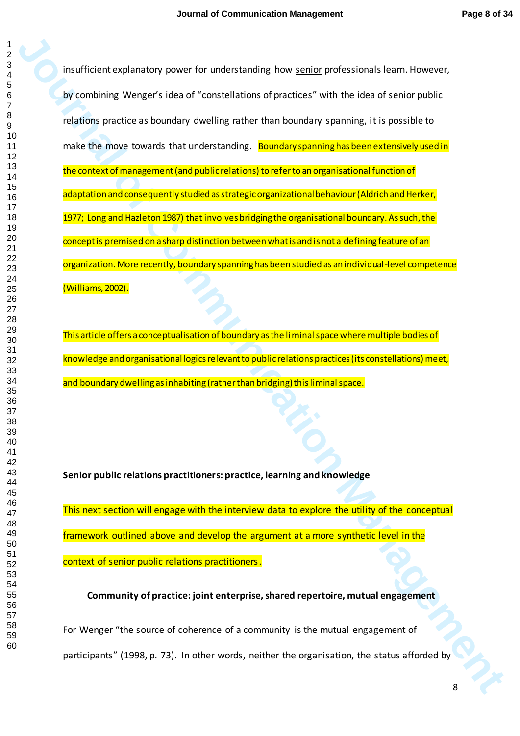insufficient explanatory power for understanding how <u>senior</u> professionals learn. However, by combining Wenger's idea of "constellations of practices" with the idea of senior public relations practice as boundary dwelling rather than boundary spanning, it is possible to make the move towards that understanding. Boundary spanning has been extensively used in the context of management (and public relations) to refer to an organisational function of adaptation and consequently studied as strategic organizational behaviour (Aldrich and Herker, 1977; Long and Hazleton 1987) that involves bridging the organisational boundary. As such, the concept is premised on a sharp distinction between what is and is not a defining feature of an organization. More recently, boundary spanning has been studied as an individual-level competence (Williams, 2002).

This article offers a conceptualisation of boundary as the liminal space where multiple bodies of knowledge and organisational logics relevant to public relations practices (its constellations) meet, and boundary dwelling as inhabiting (rather than bridging) this liminal space.

**Senior public relations practitioners: practice, learning and knowledge**

This next section will engage with the interview data to explore the utility of the conceptual framework outlined above and develop the argument at a more synthetic level in the context of senior public relations practitioners.

**Community of practice: joint enterprise, shared repertoire, mutual engagement**

For Wenger "the source of coherence of a community is the mutual engagement of participants" (1998, p. 73). In other words, neither the organisation, the status afforded by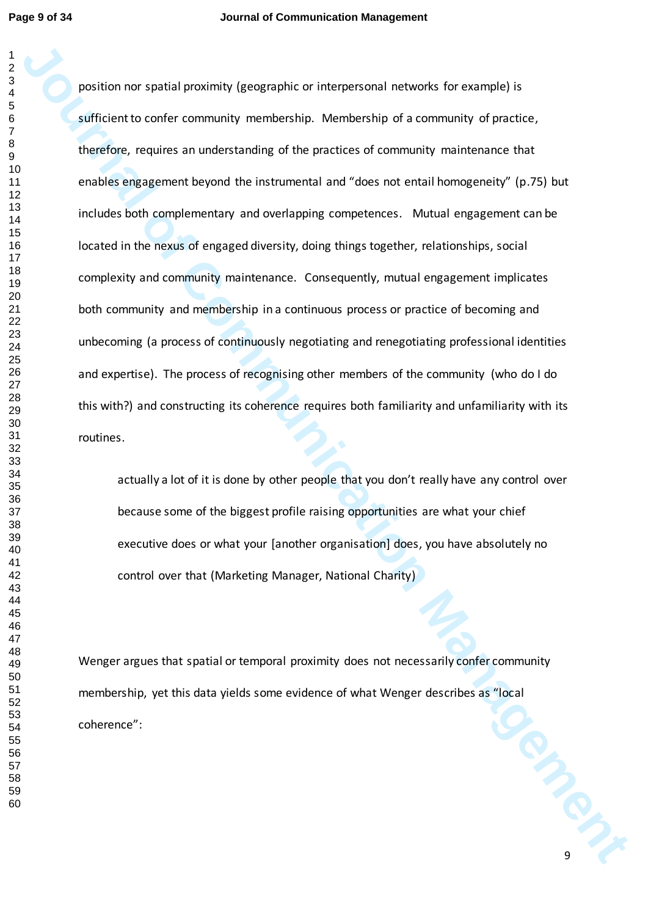position nor spatial proximity (geographic or interpersonal networks for example) is sufficient to confer community membership. Membership of a community of practice, therefore, requires an understanding of the practices of community maintenance that enables engagement beyond the instrumental and "does not entail homogeneity" (p.75) but includes both complementary and overlapping competences. Mutual engagement can be located in the nexus of engaged diversity, doing things together, relationships, social complexity and community maintenance. Consequently, mutual engagement implicates both community and membership in a continuous process or practice of becoming and unbecoming (a process of continuously negotiating and renegotiating professional identities and expertise). The process of recognising other members of the community (who do I do this with?) and constructing its coherence requires both familiarity and unfamiliarity with its routines.

> actually a lot of it is done by other people that you don't really have any control over because some of the biggest profile raising opportunities are what your chief executive does or what your [another organisation] does, you have absolutely no control over that (Marketing Manager, National Charity)

Wenger argues that spatial or temporal proximity does not necessarily confer community membership, yet this data yields some evidence of what Wenger describes as "local coherence":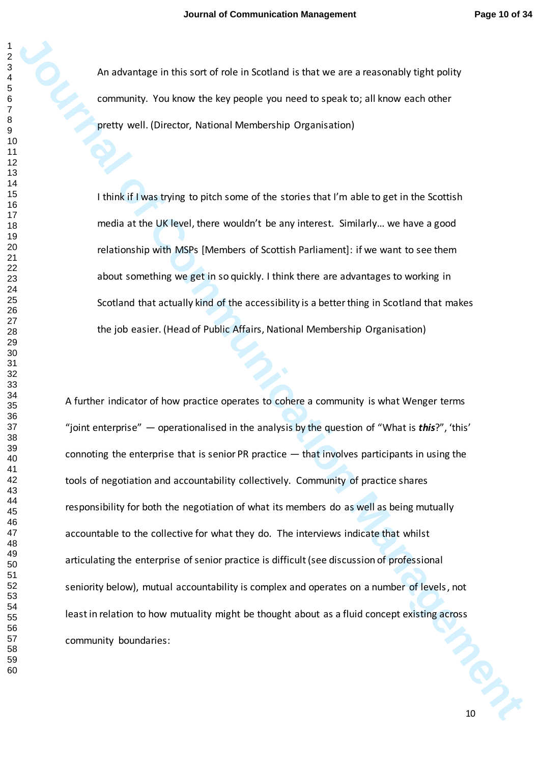> An advantage in this sort of role in Scotland is that we are a reasonably tight polity community. You know the key people you need to speak to; all know each other pretty well. (Director, National Membership Organisation)

> I think if I was trying to pitch some of the stories that I'm able to get in the Scottish media at the UK level, there wouldn't be any interest. Similarly… we have a good relationship with MSPs [Members of Scottish Parliament]: if we want to see them about something we get in so quickly. I think there are advantages to working in Scotland that actually kind of the accessibility is a better thing in Scotland that makes the job easier. (Head of Public Affairs, National Membership Organisation)

A further indicator of how practice operates to cohere a community is what Wenger terms "joint enterprise" — operationalised in the analysis by the question of "What is ***this***?", 'this' connoting the enterprise that is senior PR practice — that involves participants in using the tools of negotiation and accountability collectively. Community of practice shares responsibility for both the negotiation of what its members do as well as being mutually accountable to the collective for what they do. The interviews indicate that whilst articulating the enterprise of senior practice is difficult (see discussion of professional seniority below), mutual accountability is complex and operates on a number of levels, not least in relation to how mutuality might be thought about as a fluid concept existing across community boundaries: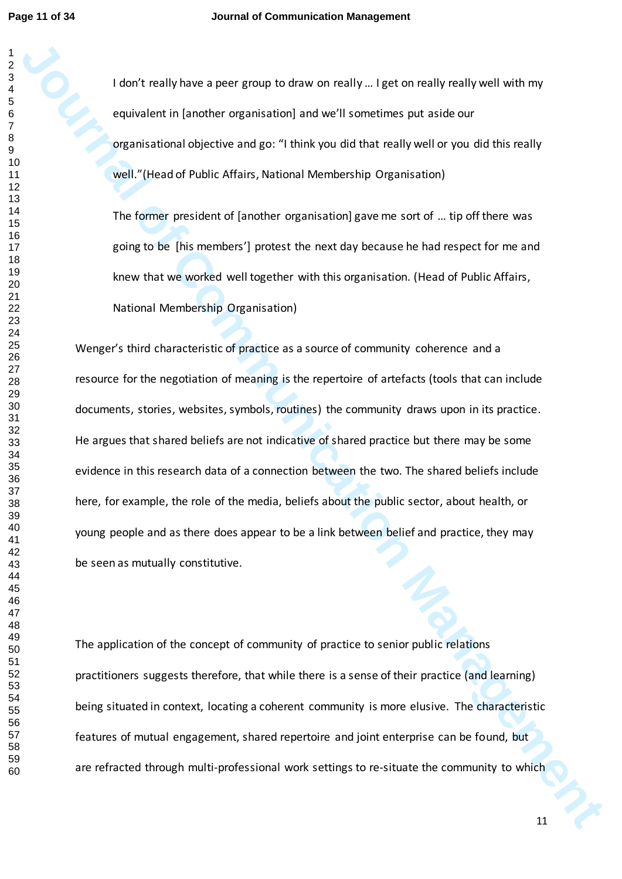> I don't really have a peer group to draw on really … I get on really really well with my equivalent in [another organisation] and we'll sometimes put aside our organisational objective and go: "I think you did that really well or you did this really well."(Head of Public Affairs, National Membership Organisation)

> The former president of [another organisation] gave me sort of … tip off there was going to be [his members'] protest the next day because he had respect for me and knew that we worked well together with this organisation. (Head of Public Affairs, National Membership Organisation)

Wenger's third characteristic of practice as a source of community coherence and a resource for the negotiation of meaning is the repertoire of artefacts (tools that can include documents, stories, websites, symbols, routines) the community draws upon in its practice. He argues that shared beliefs are not indicative of shared practice but there may be some evidence in this research data of a connection between the two. The shared beliefs include here, for example, the role of the media, beliefs about the public sector, about health, or young people and as there does appear to be a link between belief and practice, they may be seen as mutually constitutive.

The application of the concept of community of practice to senior public relations practitioners suggests therefore, that while there is a sense of their practice (and learning) being situated in context, locating a coherent community is more elusive. The characteristic features of mutual engagement, shared repertoire and joint enterprise can be found, but are refracted through multi-professional work settings to re-situate the community to which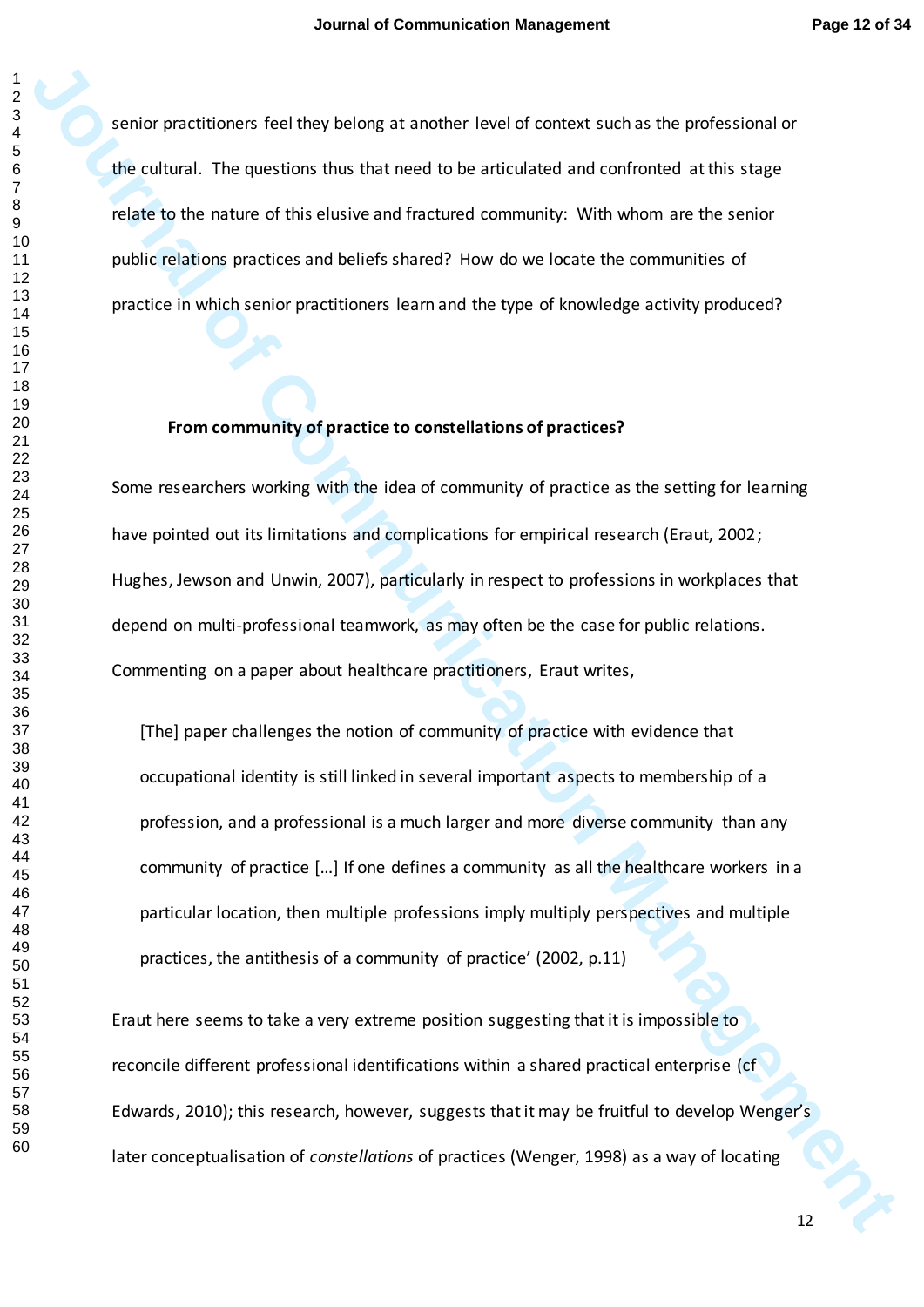senior practitioners feel they belong at another level of context such as the professional or the cultural. The questions thus that need to be articulated and confronted at this stage relate to the nature of this elusive and fractured community: With whom are the senior public relations practices and beliefs shared? How do we locate the communities of practice in which senior practitioners learn and the type of knowledge activity produced?

## From community of practice to constellations of practices?

Some researchers working with the idea of community of practice as the setting for learning have pointed out its limitations and complications for empirical research (Eraut, 2002; Hughes, Jewson and Unwin, 2007), particularly in respect to professions in workplaces that depend on multi-professional teamwork, as may often be the case for public relations. Commenting on a paper about healthcare practitioners, Eraut writes,

> [The] paper challenges the notion of community of practice with evidence that occupational identity is still linked in several important aspects to membership of a profession, and a professional is a much larger and more diverse community than any community of practice […] If one defines a community as all the healthcare workers in a particular location, then multiple professions imply multiply perspectives and multiple practices, the antithesis of a community of practice' (2002, p.11)

Eraut here seems to take a very extreme position suggesting that it is impossible to reconcile different professional identifications within a shared practical enterprise (cf Edwards, 2010); this research, however, suggests that it may be fruitful to develop Wenger's later conceptualisation of *constellations* of practices (Wenger, 1998) as a way of locating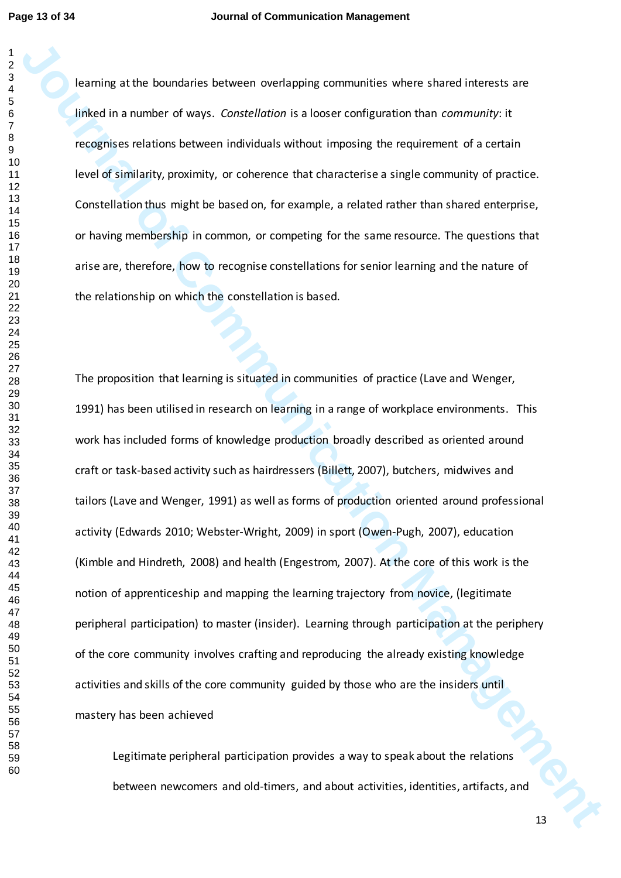learning at the boundaries between overlapping communities where shared interests are linked in a number of ways. *Constellation* is a looser configuration than *community*: it recognises relations between individuals without imposing the requirement of a certain level of similarity, proximity, or coherence that characterise a single community of practice. Constellation thus might be based on, for example, a related rather than shared enterprise, or having membership in common, or competing for the same resource. The questions that arise are, therefore, how to recognise constellations for senior learning and the nature of the relationship on which the constellation is based.

The proposition that learning is situated in communities of practice (Lave and Wenger, 1991) has been utilised in research on learning in a range of workplace environments. This work has included forms of knowledge production broadly described as oriented around craft or task-based activity such as hairdressers (Billett, 2007), butchers, midwives and tailors (Lave and Wenger, 1991) as well as forms of production oriented around professional activity (Edwards 2010; Webster-Wright, 2009) in sport (Owen-Pugh, 2007), education (Kimble and Hindreth, 2008) and health (Engestrom, 2007). At the core of this work is the notion of apprenticeship and mapping the learning trajectory from novice, (legitimate peripheral participation) to master (insider). Learning through participation at the periphery of the core community involves crafting and reproducing the already existing knowledge activities and skills of the core community guided by those who are the insiders until mastery has been achieved

> Legitimate peripheral participation provides a way to speak about the relations between newcomers and old-timers, and about activities, identities, artifacts, and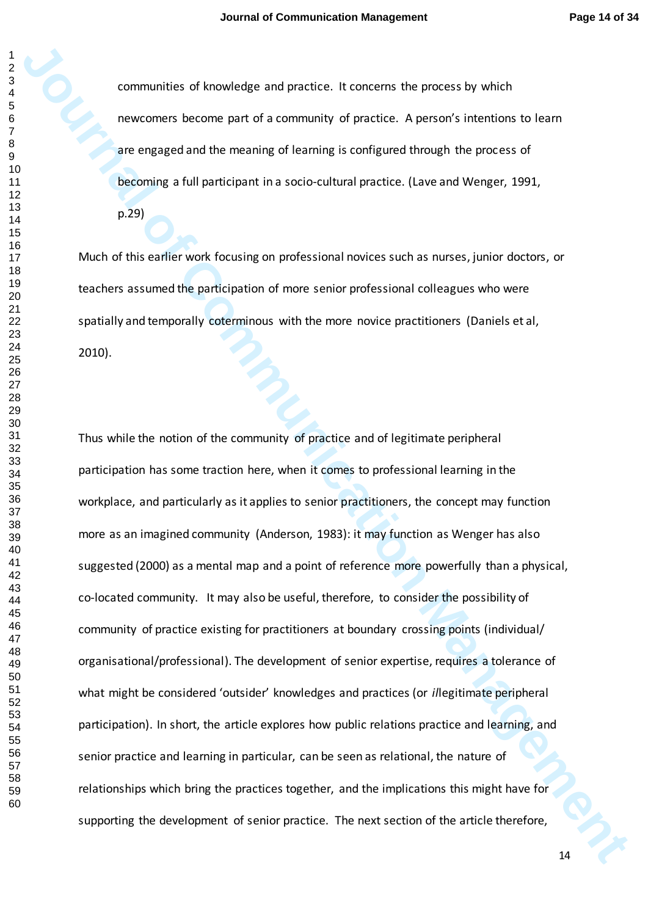> communities of knowledge and practice. It concerns the process by which newcomers become part of a community of practice. A person's intentions to learn are engaged and the meaning of learning is configured through the process of becoming a full participant in a socio-cultural practice. (Lave and Wenger, 1991, p.29)

Much of this earlier work focusing on professional novices such as nurses, junior doctors, or teachers assumed the participation of more senior professional colleagues who were spatially and temporally coterminous with the more novice practitioners (Daniels et al, 2010).

Thus while the notion of the community of practice and of legitimate peripheral participation has some traction here, when it comes to professional learning in the workplace, and particularly as it applies to senior practitioners, the concept may function more as an imagined community (Anderson, 1983): it may function as Wenger has also suggested (2000) as a mental map and a point of reference more powerfully than a physical, co-located community. It may also be useful, therefore, to consider the possibility of community of practice existing for practitioners at boundary crossing points (individual/ organisational/professional). The development of senior expertise, requires a tolerance of what might be considered 'outsider' knowledges and practices (or *il*legitimate peripheral participation). In short, the article explores how public relations practice and learning, and senior practice and learning in particular, can be seen as relational, the nature of relationships which bring the practices together, and the implications this might have for supporting the development of senior practice. The next section of the article therefore,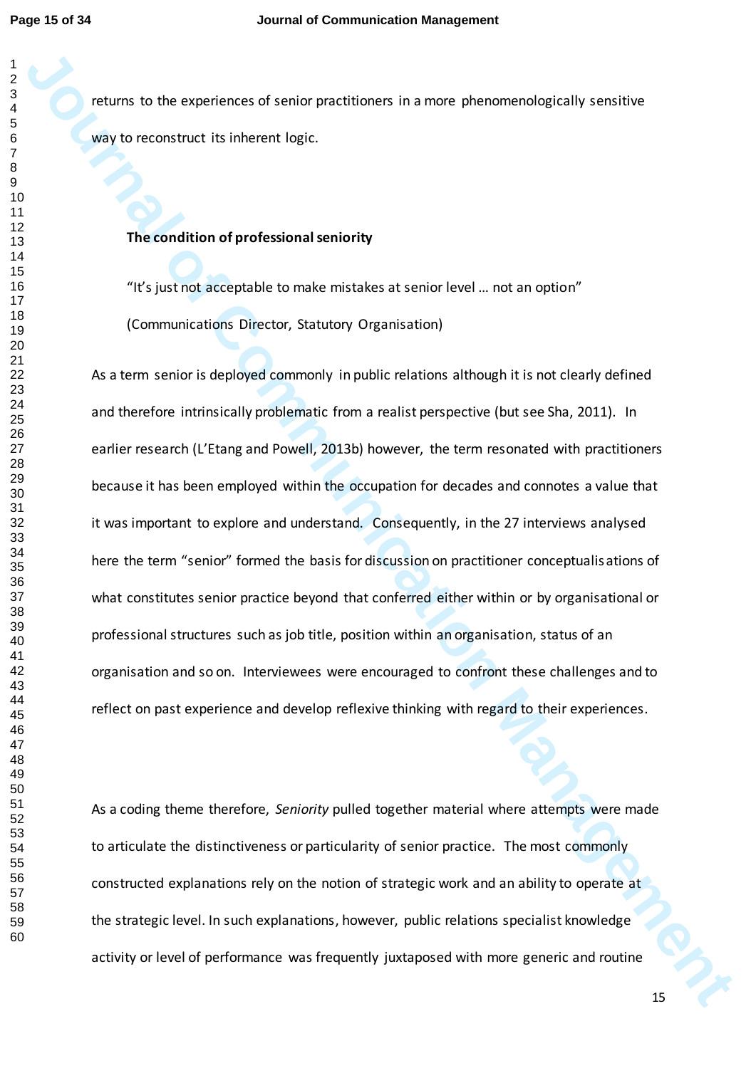returns to the experiences of senior practitioners in a more phenomenologically sensitive way to reconstruct its inherent logic.

### The condition of professional seniority

"It's just not acceptable to make mistakes at senior level … not an option" (Communications Director, Statutory Organisation)

As a term senior is deployed commonly in public relations although it is not clearly defined and therefore intrinsically problematic from a realist perspective (but see Sha, 2011). In earlier research (L'Etang and Powell, 2013b) however, the term resonated with practitioners because it has been employed within the occupation for decades and connotes a value that it was important to explore and understand. Consequently, in the 27 interviews analysed here the term "senior" formed the basis for discussion on practitioner conceptualisations of what constitutes senior practice beyond that conferred either within or by organisational or professional structures such as job title, position within an organisation, status of an organisation and so on. Interviewees were encouraged to confront these challenges and to reflect on past experience and develop reflexive thinking with regard to their experiences.

As a coding theme therefore, *Seniority* pulled together material where attempts were made to articulate the distinctiveness or particularity of senior practice. The most commonly constructed explanations rely on the notion of strategic work and an ability to operate at the strategic level. In such explanations, however, public relations specialist knowledge activity or level of performance was frequently juxtaposed with more generic and routine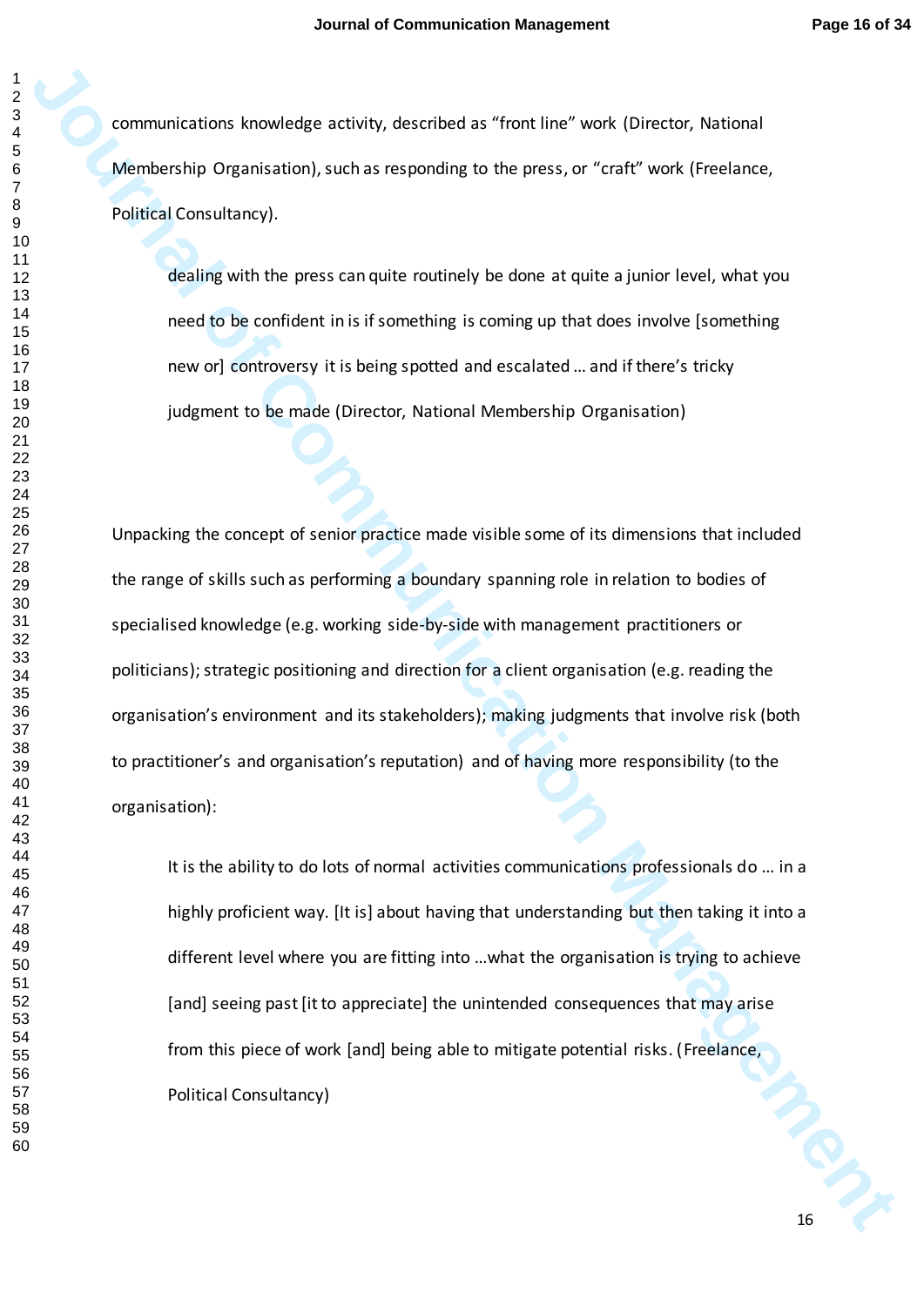communications knowledge activity, described as "front line" work (Director, National Membership Organisation), such as responding to the press, or "craft" work (Freelance, Political Consultancy).

> dealing with the press can quite routinely be done at quite a junior level, what you need to be confident in is if something is coming up that does involve [something new or] controversy it is being spotted and escalated … and if there's tricky judgment to be made (Director, National Membership Organisation)

Unpacking the concept of senior practice made visible some of its dimensions that included the range of skills such as performing a boundary spanning role in relation to bodies of specialised knowledge (e.g. working side-by-side with management practitioners or politicians); strategic positioning and direction for a client organisation (e.g. reading the organisation's environment and its stakeholders); making judgments that involve risk (both to practitioner's and organisation's reputation) and of having more responsibility (to the organisation):

> It is the ability to do lots of normal activities communications professionals do … in a highly proficient way. [It is] about having that understanding but then taking it into a different level where you are fitting into …what the organisation is trying to achieve [and] seeing past [it to appreciate] the unintended consequences that may arise from this piece of work [and] being able to mitigate potential risks. (Freelance, Political Consultancy)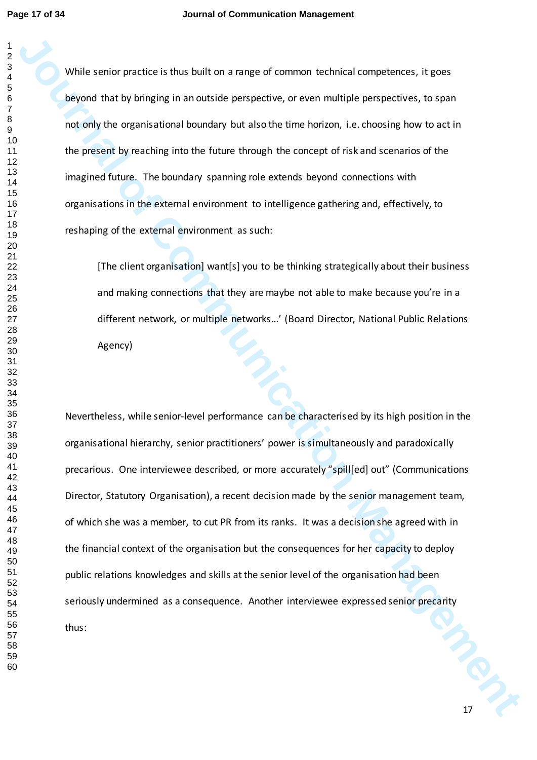While senior practice is thus built on a range of common technical competences, it goes beyond that by bringing in an outside perspective, or even multiple perspectives, to span not only the organisational boundary but also the time horizon, i.e. choosing how to act in the present by reaching into the future through the concept of risk and scenarios of the imagined future. The boundary spanning role extends beyond connections with organisations in the external environment to intelligence gathering and, effectively, to reshaping of the external environment as such:

> [The client organisation] want[s] you to be thinking strategically about their business and making connections that they are maybe not able to make because you're in a different network, or multiple networks…' (Board Director, National Public Relations Agency)

Nevertheless, while senior-level performance can be characterised by its high position in the organisational hierarchy, senior practitioners' power is simultaneously and paradoxically precarious. One interviewee described, or more accurately "spill[ed] out" (Communications Director, Statutory Organisation), a recent decision made by the senior management team, of which she was a member, to cut PR from its ranks. It was a decision she agreed with in the financial context of the organisation but the consequences for her capacity to deploy public relations knowledges and skills at the senior level of the organisation had been seriously undermined as a consequence. Another interviewee expressed senior precarity thus: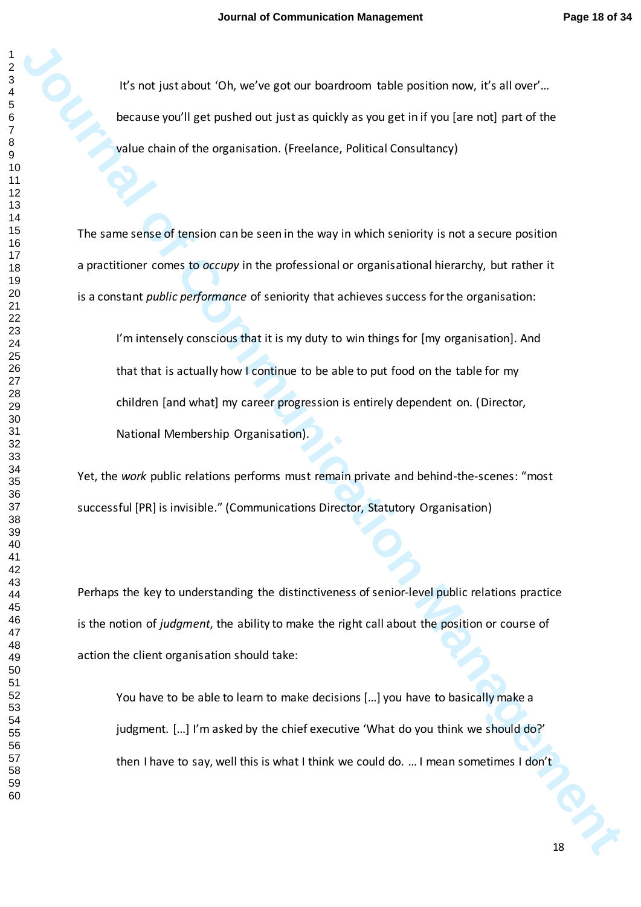> It's not just about 'Oh, we've got our boardroom table position now, it's all over'… because you'll get pushed out just as quickly as you get in if you [are not] part of the value chain of the organisation. (Freelance, Political Consultancy)

The same sense of tension can be seen in the way in which seniority is not a secure position a practitioner comes to *occupy* in the professional or organisational hierarchy, but rather it is a constant *public performance* of seniority that achieves success for the organisation:

> I'm intensely conscious that it is my duty to win things for [my organisation]. And that that is actually how I continue to be able to put food on the table for my children [and what] my career progression is entirely dependent on. (Director, National Membership Organisation).

Yet, the *work* public relations performs must remain private and behind-the-scenes: "most successful [PR] is invisible." (Communications Director, Statutory Organisation)

Perhaps the key to understanding the distinctiveness of senior-level public relations practice is the notion of *judgment*, the ability to make the right call about the position or course of action the client organisation should take:

> You have to be able to learn to make decisions […] you have to basically make a judgment. […] I'm asked by the chief executive 'What do you think we should do?' then I have to say, well this is what I think we could do. … I mean sometimes I don't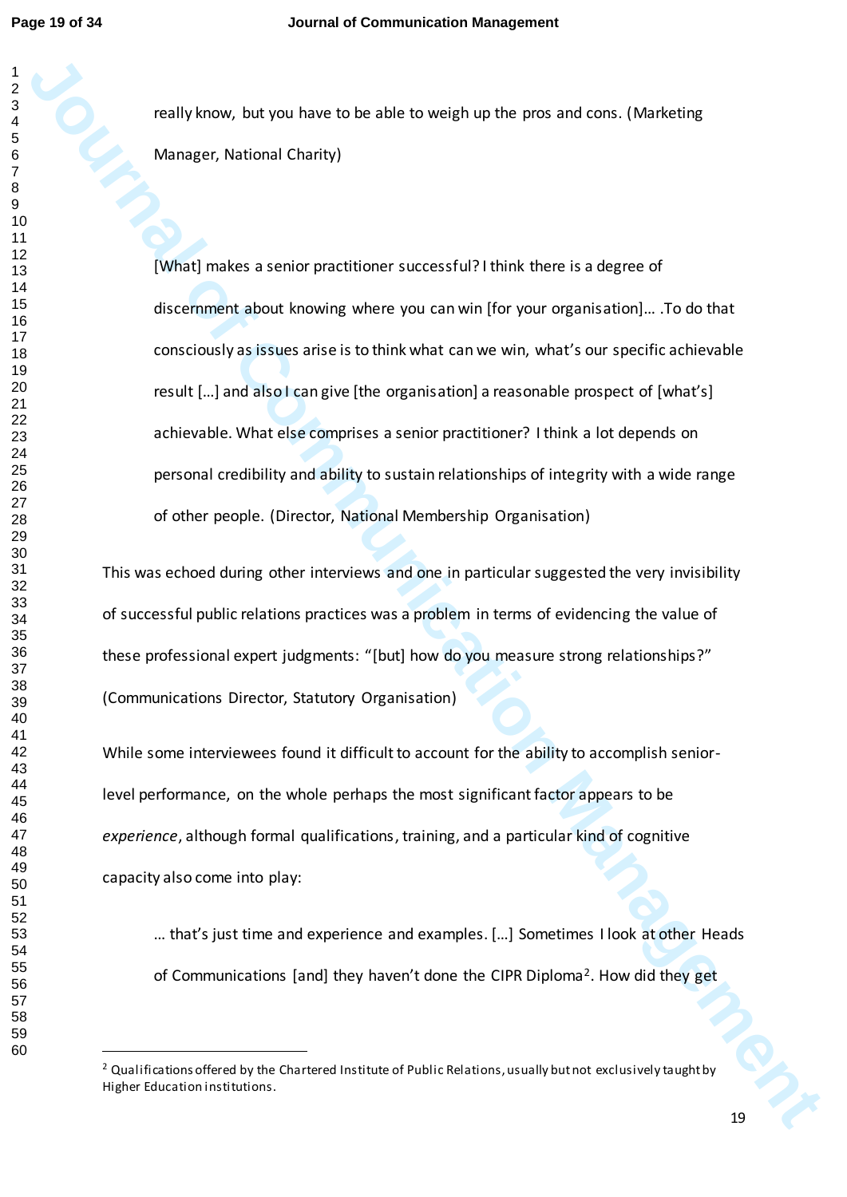really know, but you have to be able to weigh up the pros and cons. (Marketing Manager, National Charity)

> [What] makes a senior practitioner successful? I think there is a degree of discernment about knowing where you can win [for your organisation]… .To do that consciously as issues arise is to think what can we win, what's our specific achievable result […] and also I can give [the organisation] a reasonable prospect of [what's] achievable. What else comprises a senior practitioner? I think a lot depends on personal credibility and ability to sustain relationships of integrity with a wide range of other people. (Director, National Membership Organisation)

This was echoed during other interviews and one in particular suggested the very invisibility of successful public relations practices was a problem in terms of evidencing the value of these professional expert judgments: "[but] how do you measure strong relationships?" (Communications Director, Statutory Organisation)

While some interviewees found it difficult to account for the ability to accomplish senior-level performance, on the whole perhaps the most significant factor appears to be *experience*, although formal qualifications, training, and a particular kind of cognitive capacity also come into play:

> … that's just time and experience and examples. […] Sometimes I look at other Heads of Communications [and] they haven't done the CIPR Diploma[2]. How did they get

[2] Qualifications offered by the Chartered Institute of Public Relations, usually but not exclusively taught by Higher Education institutions.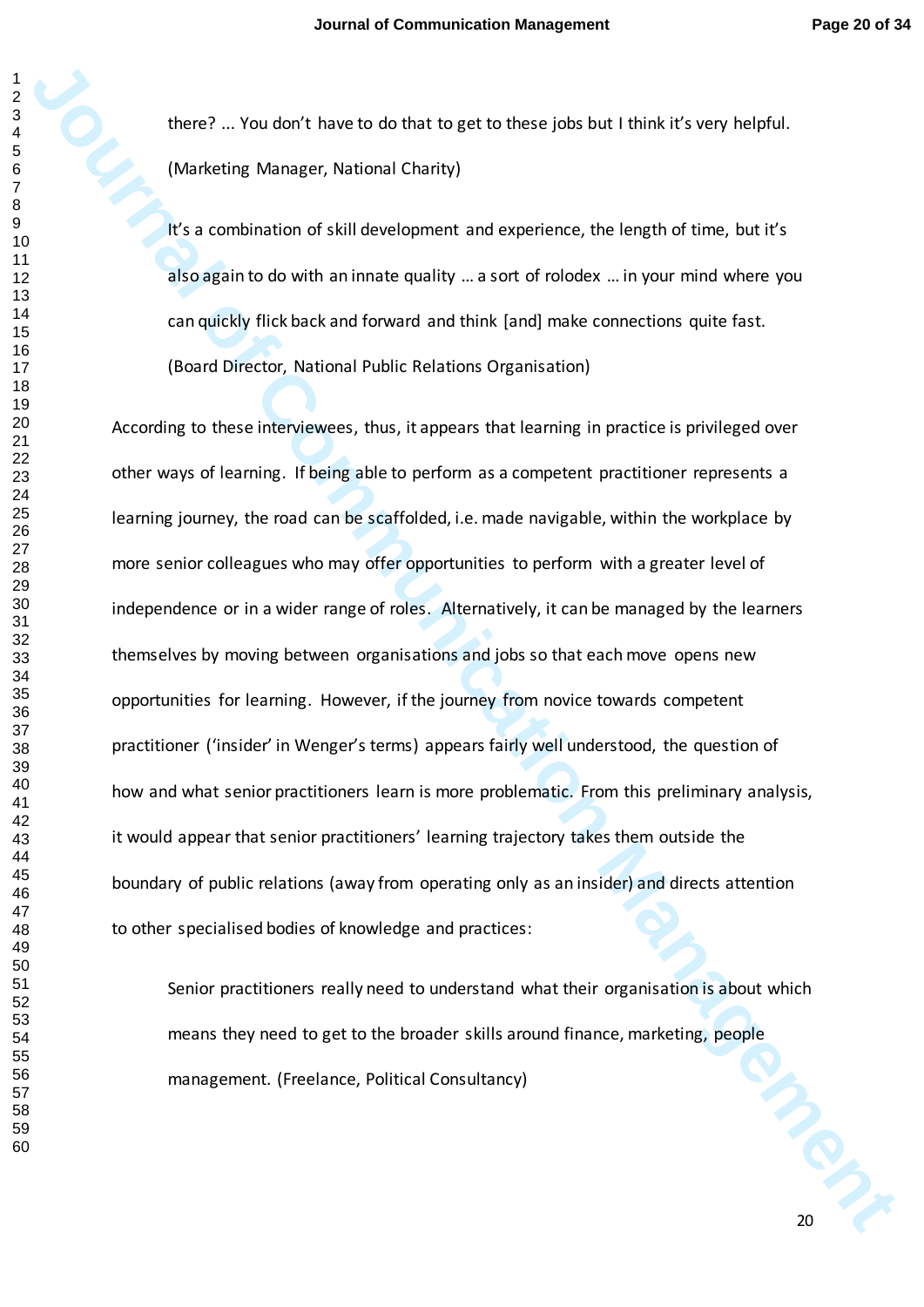> there? ... You don't have to do that to get to these jobs but I think it's very helpful. (Marketing Manager, National Charity)

> It's a combination of skill development and experience, the length of time, but it's also again to do with an innate quality … a sort of rolodex … in your mind where you can quickly flick back and forward and think [and] make connections quite fast. (Board Director, National Public Relations Organisation)

According to these interviewees, thus, it appears that learning in practice is privileged over other ways of learning. If being able to perform as a competent practitioner represents a learning journey, the road can be scaffolded, i.e. made navigable, within the workplace by more senior colleagues who may offer opportunities to perform with a greater level of independence or in a wider range of roles. Alternatively, it can be managed by the learners themselves by moving between organisations and jobs so that each move opens new opportunities for learning. However, if the journey from novice towards competent practitioner ('insider' in Wenger's terms) appears fairly well understood, the question of how and what senior practitioners learn is more problematic. From this preliminary analysis, it would appear that senior practitioners' learning trajectory takes them outside the boundary of public relations (away from operating only as an insider) and directs attention to other specialised bodies of knowledge and practices:

> Senior practitioners really need to understand what their organisation is about which means they need to get to the broader skills around finance, marketing, people management. (Freelance, Political Consultancy)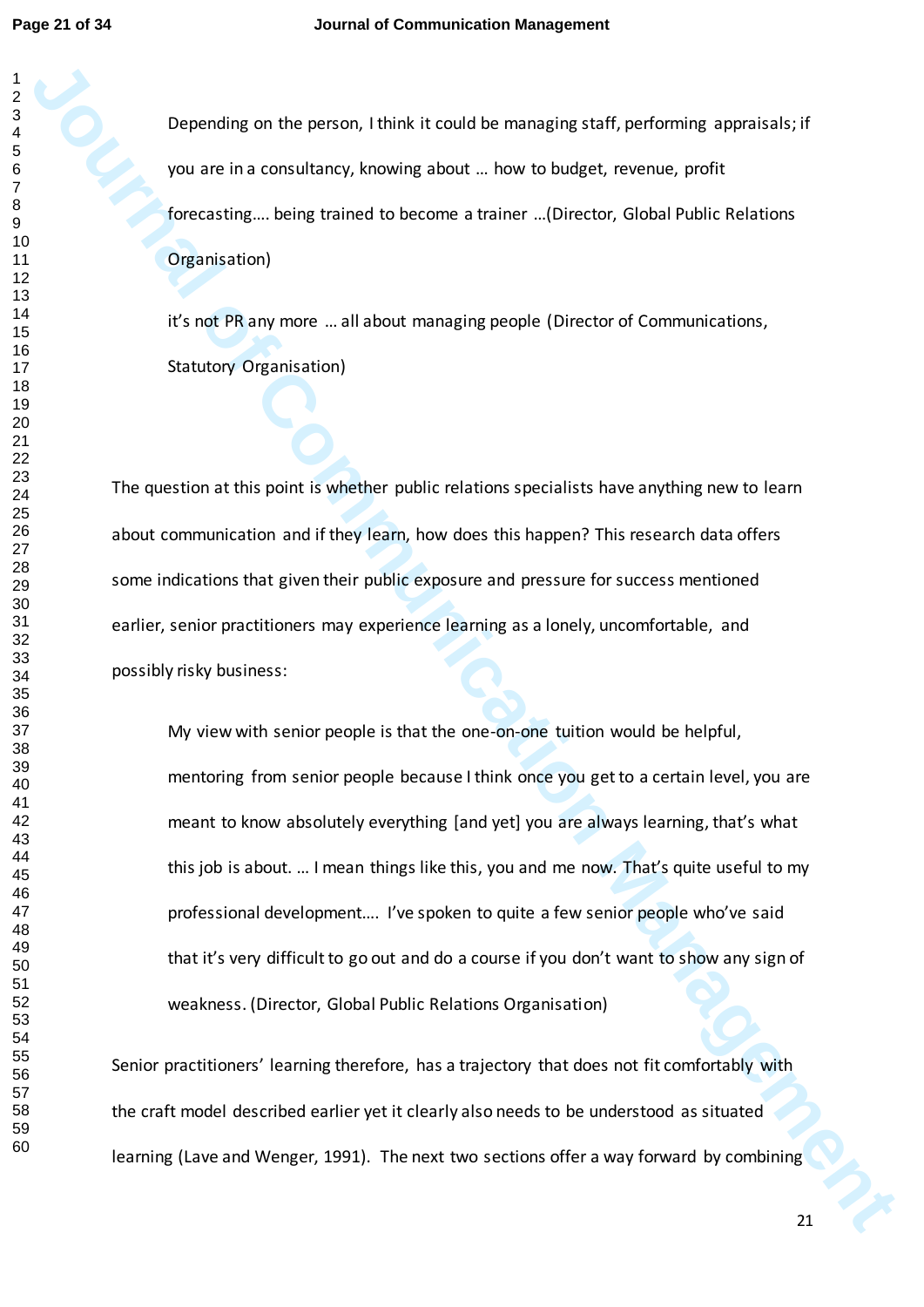> Depending on the person, I think it could be managing staff, performing appraisals; if you are in a consultancy, knowing about … how to budget, revenue, profit forecasting…. being trained to become a trainer …(Director, Global Public Relations Organisation)

> it's not PR any more … all about managing people (Director of Communications, Statutory Organisation)

The question at this point is whether public relations specialists have anything new to learn about communication and if they learn, how does this happen? This research data offers some indications that given their public exposure and pressure for success mentioned earlier, senior practitioners may experience learning as a lonely, uncomfortable, and possibly risky business:

> My view with senior people is that the one-on-one tuition would be helpful, mentoring from senior people because I think once you get to a certain level, you are meant to know absolutely everything [and yet] you are always learning, that's what this job is about. … I mean things like this, you and me now. That's quite useful to my professional development…. I've spoken to quite a few senior people who've said that it's very difficult to go out and do a course if you don't want to show any sign of weakness. (Director, Global Public Relations Organisation)

Senior practitioners' learning therefore, has a trajectory that does not fit comfortably with the craft model described earlier yet it clearly also needs to be understood as situated learning (Lave and Wenger, 1991). The next two sections offer a way forward by combining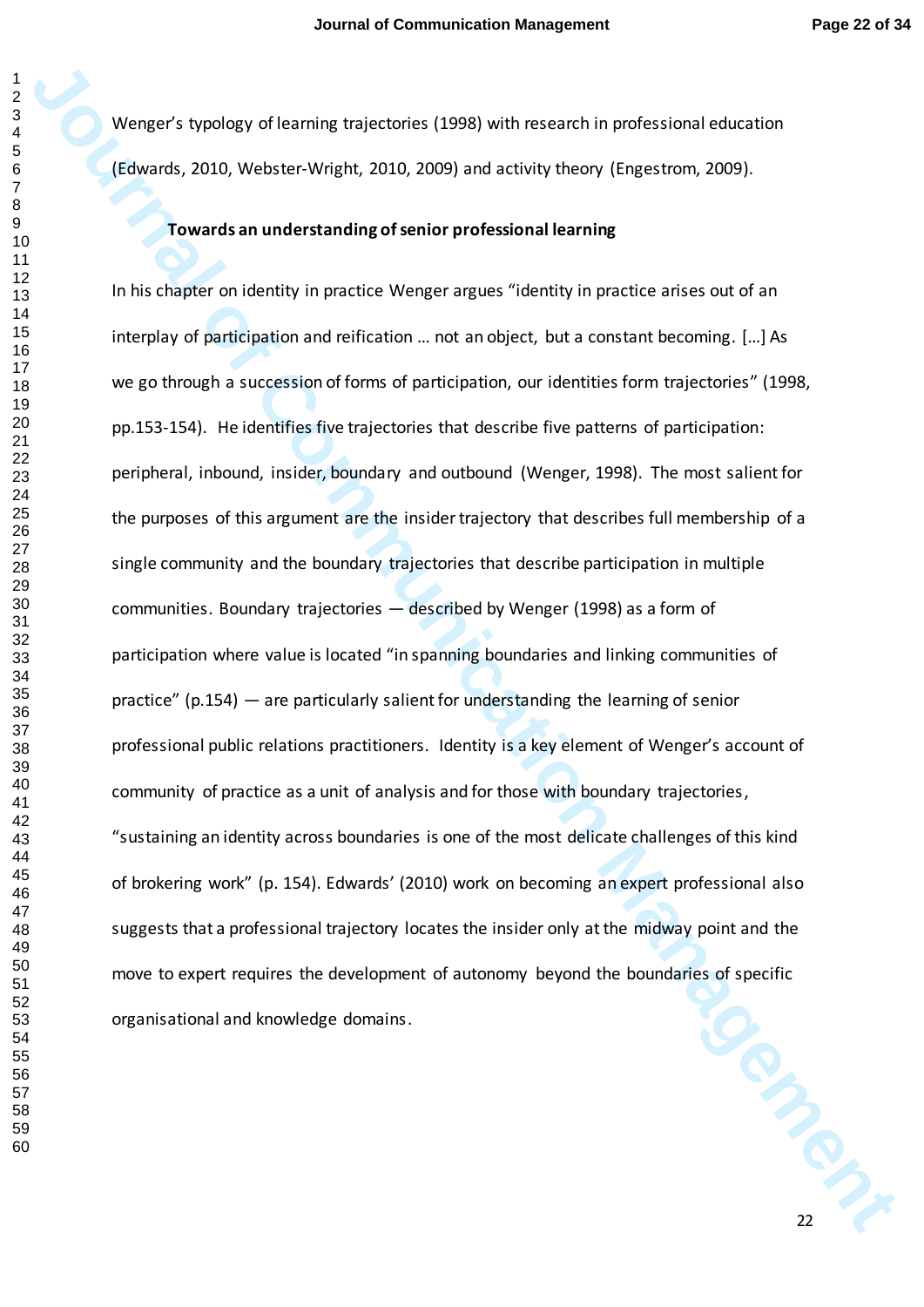Wenger's typology of learning trajectories (1998) with research in professional education (Edwards, 2010, Webster-Wright, 2010, 2009) and activity theory (Engestrom, 2009).

**Towards an understanding of senior professional learning**

In his chapter on identity in practice Wenger argues "identity in practice arises out of an interplay of participation and reification … not an object, but a constant becoming. […] As we go through a succession of forms of participation, our identities form trajectories" (1998, pp.153-154). He identifies five trajectories that describe five patterns of participation: peripheral, inbound, insider, boundary and outbound (Wenger, 1998). The most salient for the purposes of this argument are the insider trajectory that describes full membership of a single community and the boundary trajectories that describe participation in multiple communities. Boundary trajectories — described by Wenger (1998) as a form of participation where value is located "in spanning boundaries and linking communities of practice" (p.154) — are particularly salient for understanding the learning of senior professional public relations practitioners. Identity is a key element of Wenger's account of community of practice as a unit of analysis and for those with boundary trajectories, "sustaining an identity across boundaries is one of the most delicate challenges of this kind of brokering work" (p. 154). Edwards' (2010) work on becoming an expert professional also suggests that a professional trajectory locates the insider only at the midway point and the move to expert requires the development of autonomy beyond the boundaries of specific organisational and knowledge domains.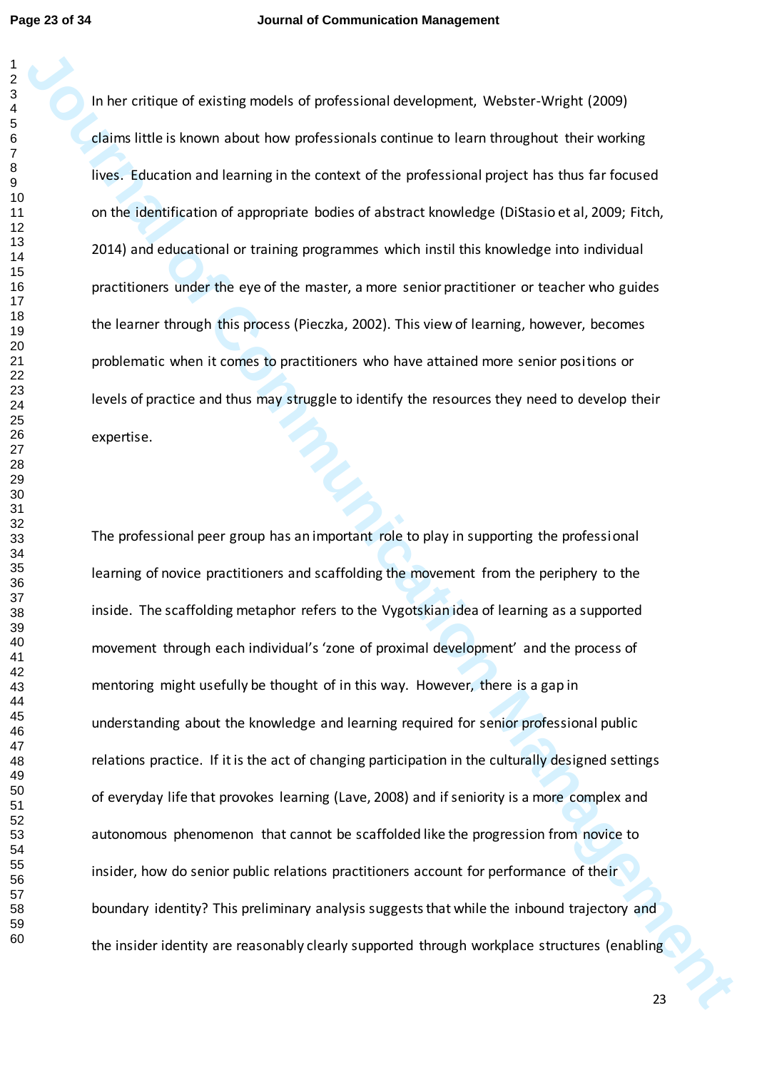In her critique of existing models of professional development, Webster-Wright (2009) claims little is known about how professionals continue to learn throughout their working lives. Education and learning in the context of the professional project has thus far focused on the identification of appropriate bodies of abstract knowledge (DiStasio et al, 2009; Fitch, 2014) and educational or training programmes which instil this knowledge into individual practitioners under the eye of the master, a more senior practitioner or teacher who guides the learner through this process (Pieczka, 2002). This view of learning, however, becomes problematic when it comes to practitioners who have attained more senior positions or levels of practice and thus may struggle to identify the resources they need to develop their expertise.

The professional peer group has an important role to play in supporting the professional learning of novice practitioners and scaffolding the movement from the periphery to the inside. The scaffolding metaphor refers to the Vygotskian idea of learning as a supported movement through each individual's 'zone of proximal development' and the process of mentoring might usefully be thought of in this way. However, there is a gap in understanding about the knowledge and learning required for senior professional public relations practice. If it is the act of changing participation in the culturally designed settings of everyday life that provokes learning (Lave, 2008) and if seniority is a more complex and autonomous phenomenon that cannot be scaffolded like the progression from novice to insider, how do senior public relations practitioners account for performance of their boundary identity? This preliminary analysis suggests that while the inbound trajectory and the insider identity are reasonably clearly supported through workplace structures (enabling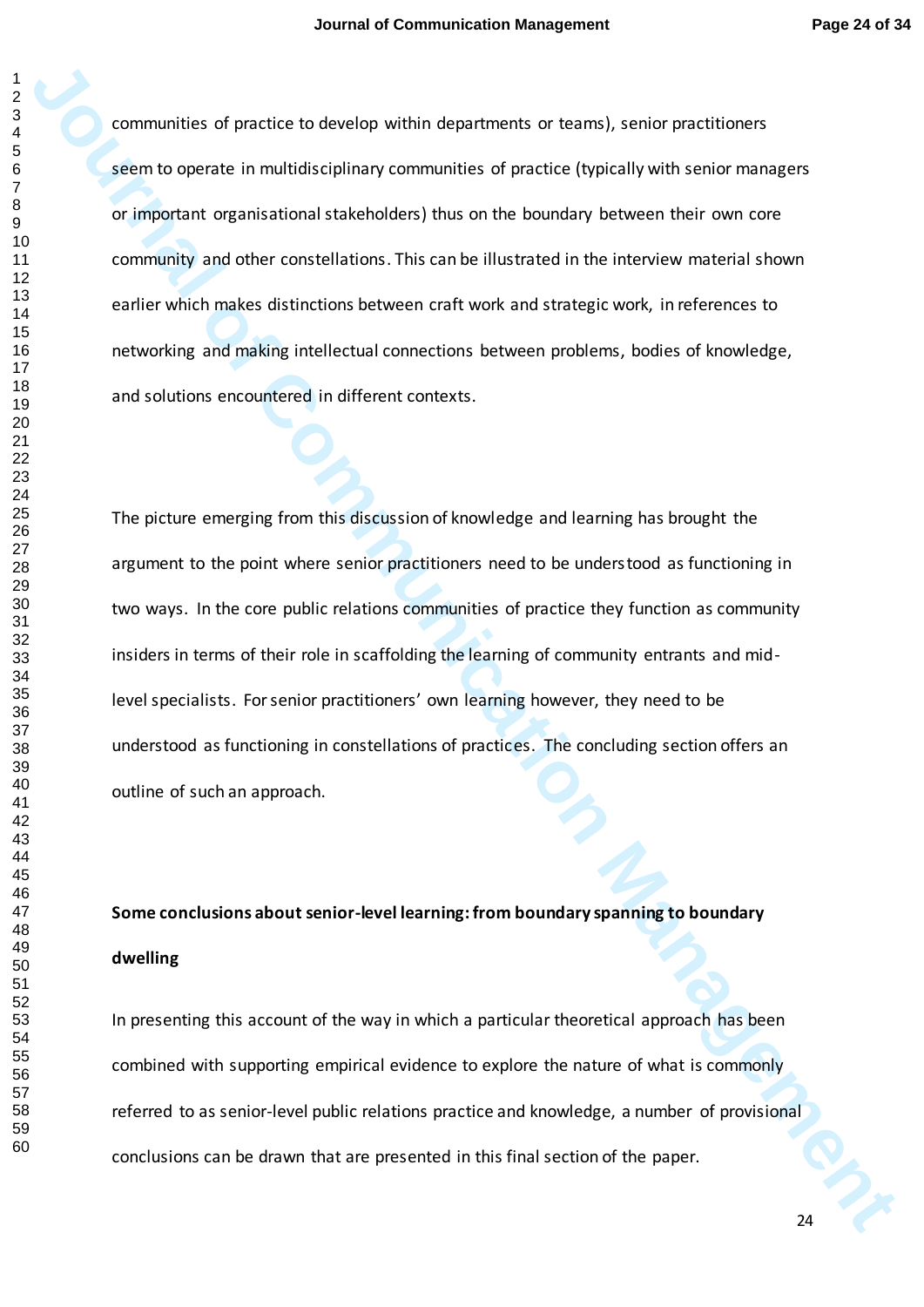communities of practice to develop within departments or teams), senior practitioners seem to operate in multidisciplinary communities of practice (typically with senior managers or important organisational stakeholders) thus on the boundary between their own core community and other constellations. This can be illustrated in the interview material shown earlier which makes distinctions between craft work and strategic work, in references to networking and making intellectual connections between problems, bodies of knowledge, and solutions encountered in different contexts.

The picture emerging from this discussion of knowledge and learning has brought the argument to the point where senior practitioners need to be understood as functioning in two ways. In the core public relations communities of practice they function as community insiders in terms of their role in scaffolding the learning of community entrants and mid-level specialists. For senior practitioners' own learning however, they need to be understood as functioning in constellations of practices. The concluding section offers an outline of such an approach.

**Some conclusions about senior-level learning: from boundary spanning to boundary dwelling**

In presenting this account of the way in which a particular theoretical approach has been combined with supporting empirical evidence to explore the nature of what is commonly referred to as senior-level public relations practice and knowledge, a number of provisional conclusions can be drawn that are presented in this final section of the paper.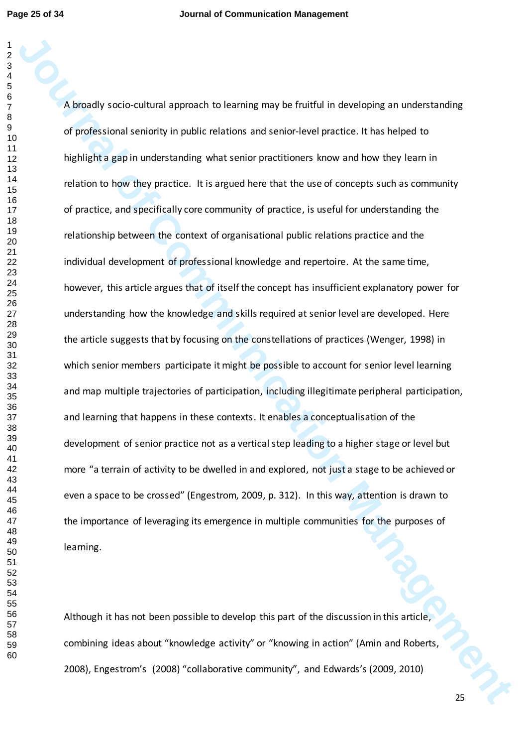A broadly socio-cultural approach to learning may be fruitful in developing an understanding of professional seniority in public relations and senior-level practice. It has helped to highlight a gap in understanding what senior practitioners know and how they learn in relation to how they practice. It is argued here that the use of concepts such as community of practice, and specifically core community of practice, is useful for understanding the relationship between the context of organisational public relations practice and the individual development of professional knowledge and repertoire. At the same time, however, this article argues that of itself the concept has insufficient explanatory power for understanding how the knowledge and skills required at senior level are developed. Here the article suggests that by focusing on the constellations of practices (Wenger, 1998) in which senior members participate it might be possible to account for senior level learning and map multiple trajectories of participation, including illegitimate peripheral participation, and learning that happens in these contexts. It enables a conceptualisation of the development of senior practice not as a vertical step leading to a higher stage or level but more "a terrain of activity to be dwelled in and explored, not just a stage to be achieved or even a space to be crossed" (Engestrom, 2009, p. 312). In this way, attention is drawn to the importance of leveraging its emergence in multiple communities for the purposes of learning.

Although it has not been possible to develop this part of the discussion in this article, combining ideas about "knowledge activity" or "knowing in action" (Amin and Roberts, 2008), Engestrom's (2008) "collaborative community", and Edwards's (2009, 2010)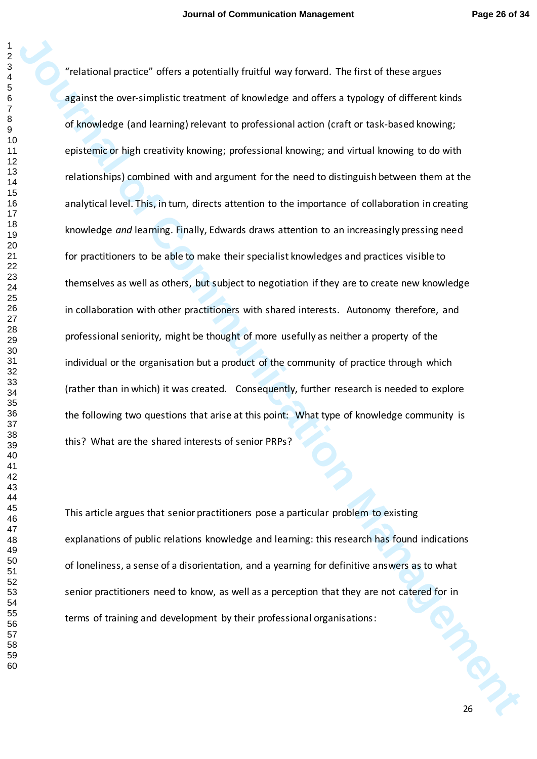"relational practice" offers a potentially fruitful way forward. The first of these argues against the over-simplistic treatment of knowledge and offers a typology of different kinds of knowledge (and learning) relevant to professional action (craft or task-based knowing; epistemic or high creativity knowing; professional knowing; and virtual knowing to do with relationships) combined with and argument for the need to distinguish between them at the analytical level. This, in turn, directs attention to the importance of collaboration in creating knowledge *and* learning. Finally, Edwards draws attention to an increasingly pressing need for practitioners to be able to make their specialist knowledges and practices visible to themselves as well as others, but subject to negotiation if they are to create new knowledge in collaboration with other practitioners with shared interests. Autonomy therefore, and professional seniority, might be thought of more usefully as neither a property of the individual or the organisation but a product of the community of practice through which (rather than in which) it was created. Consequently, further research is needed to explore the following two questions that arise at this point: What type of knowledge community is this? What are the shared interests of senior PRPs?

This article argues that senior practitioners pose a particular problem to existing explanations of public relations knowledge and learning: this research has found indications of loneliness, a sense of a disorientation, and a yearning for definitive answers as to what senior practitioners need to know, as well as a perception that they are not catered for in terms of training and development by their professional organisations: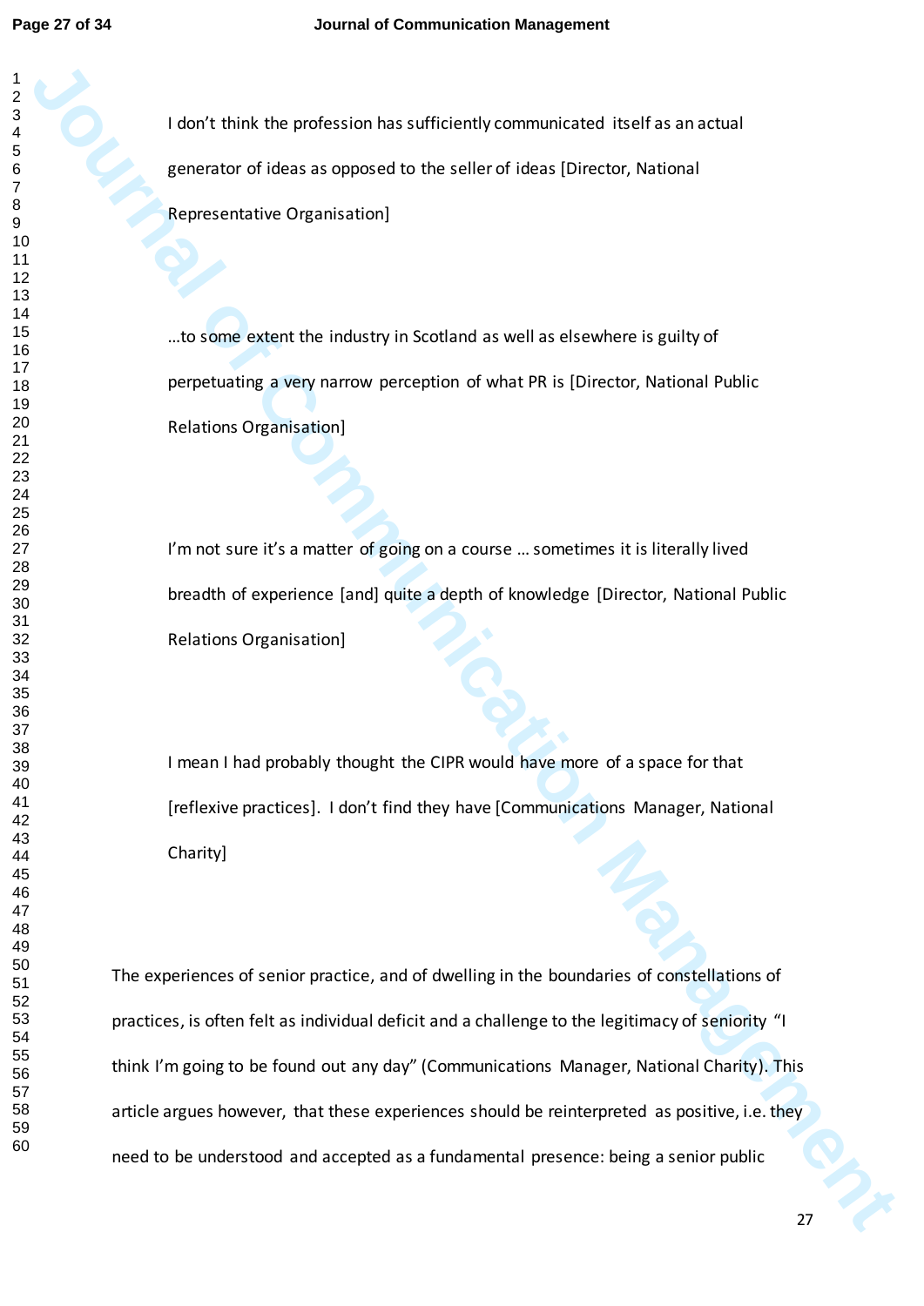> I don't think the profession has sufficiently communicated itself as an actual generator of ideas as opposed to the seller of ideas [Director, National Representative Organisation]

> …to some extent the industry in Scotland as well as elsewhere is guilty of perpetuating a very narrow perception of what PR is [Director, National Public Relations Organisation]

> I'm not sure it's a matter of going on a course … sometimes it is literally lived breadth of experience [and] quite a depth of knowledge [Director, National Public Relations Organisation]

> I mean I had probably thought the CIPR would have more of a space for that [reflexive practices]. I don't find they have [Communications Manager, National Charity]

The experiences of senior practice, and of dwelling in the boundaries of constellations of practices, is often felt as individual deficit and a challenge to the legitimacy of seniority "I think I'm going to be found out any day" (Communications Manager, National Charity). This article argues however, that these experiences should be reinterpreted as positive, i.e. they need to be understood and accepted as a fundamental presence: being a senior public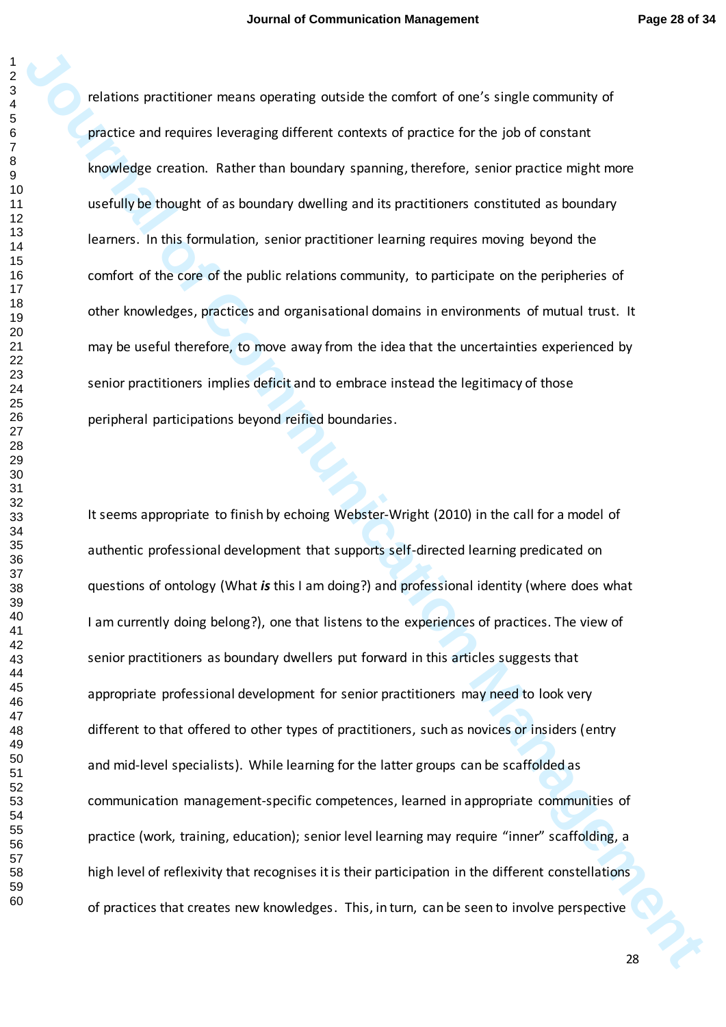relations practitioner means operating outside the comfort of one's single community of practice and requires leveraging different contexts of practice for the job of constant knowledge creation. Rather than boundary spanning, therefore, senior practice might more usefully be thought of as boundary dwelling and its practitioners constituted as boundary learners. In this formulation, senior practitioner learning requires moving beyond the comfort of the core of the public relations community, to participate on the peripheries of other knowledges, practices and organisational domains in environments of mutual trust. It may be useful therefore, to move away from the idea that the uncertainties experienced by senior practitioners implies deficit and to embrace instead the legitimacy of those peripheral participations beyond reified boundaries.

It seems appropriate to finish by echoing Webster-Wright (2010) in the call for a model of authentic professional development that supports self-directed learning predicated on questions of ontology (What ***is*** this I am doing?) and professional identity (where does what I am currently doing belong?), one that listens to the experiences of practices. The view of senior practitioners as boundary dwellers put forward in this articles suggests that appropriate professional development for senior practitioners may need to look very different to that offered to other types of practitioners, such as novices or insiders (entry and mid-level specialists). While learning for the latter groups can be scaffolded as communication management-specific competences, learned in appropriate communities of practice (work, training, education); senior level learning may require "inner" scaffolding, a high level of reflexivity that recognises it is their participation in the different constellations of practices that creates new knowledges. This, in turn, can be seen to involve perspective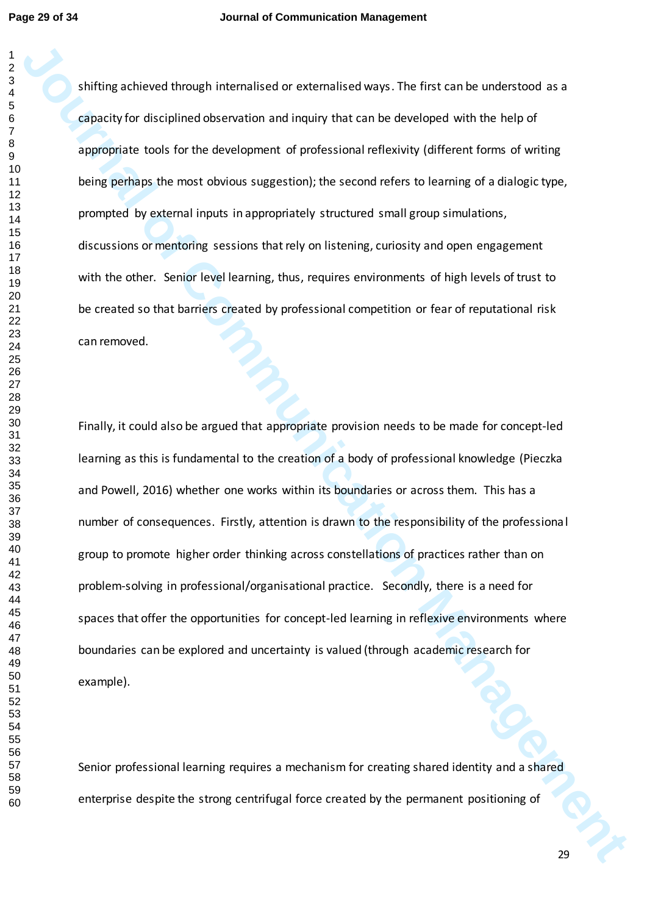shifting achieved through internalised or externalised ways. The first can be understood as a capacity for disciplined observation and inquiry that can be developed with the help of appropriate tools for the development of professional reflexivity (different forms of writing being perhaps the most obvious suggestion); the second refers to learning of a dialogic type, prompted by external inputs in appropriately structured small group simulations, discussions or mentoring sessions that rely on listening, curiosity and open engagement with the other. Senior level learning, thus, requires environments of high levels of trust to be created so that barriers created by professional competition or fear of reputational risk can removed.

Finally, it could also be argued that appropriate provision needs to be made for concept-led learning as this is fundamental to the creation of a body of professional knowledge (Pieczka and Powell, 2016) whether one works within its boundaries or across them. This has a number of consequences. Firstly, attention is drawn to the responsibility of the professional group to promote higher order thinking across constellations of practices rather than on problem-solving in professional/organisational practice. Secondly, there is a need for spaces that offer the opportunities for concept-led learning in reflexive environments where boundaries can be explored and uncertainty is valued (through academic research for example).

Senior professional learning requires a mechanism for creating shared identity and a shared enterprise despite the strong centrifugal force created by the permanent positioning of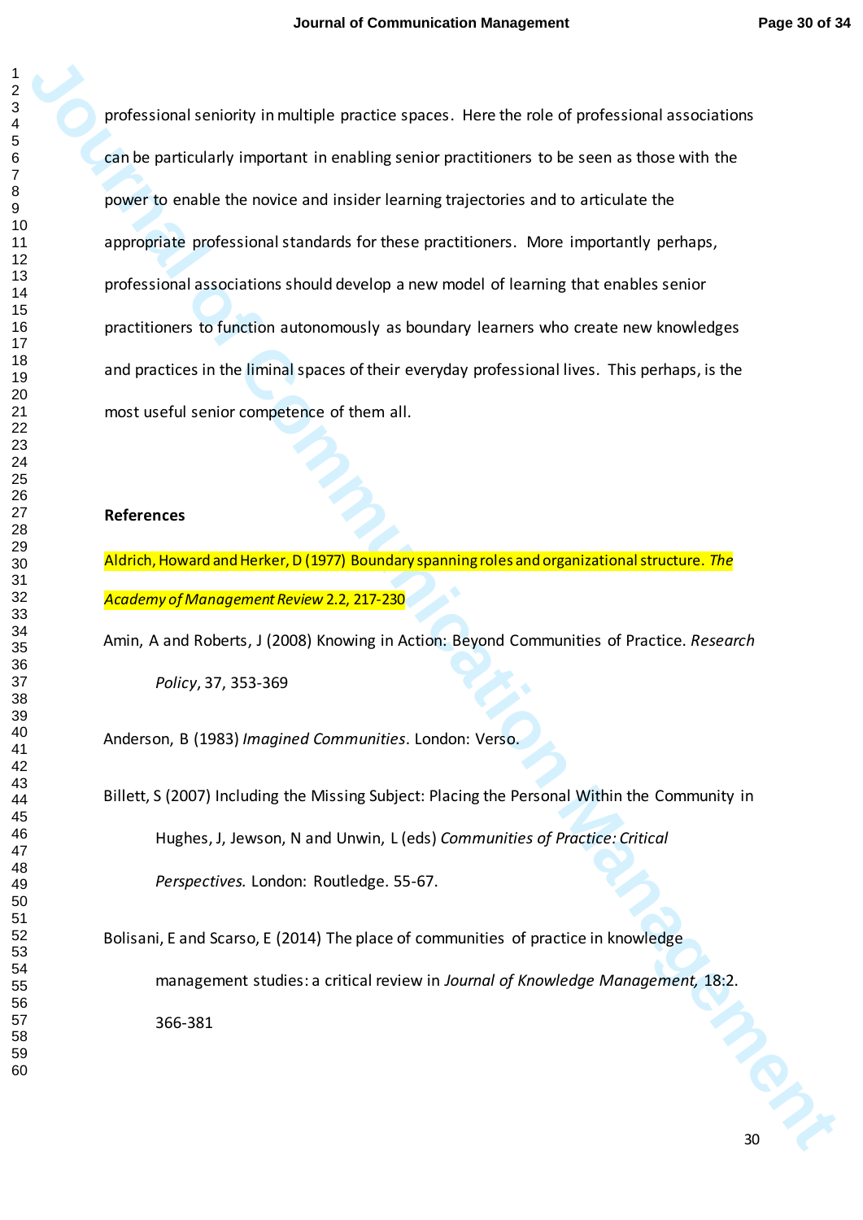professional seniority in multiple practice spaces. Here the role of professional associations can be particularly important in enabling senior practitioners to be seen as those with the power to enable the novice and insider learning trajectories and to articulate the appropriate professional standards for these practitioners. More importantly perhaps, professional associations should develop a new model of learning that enables senior practitioners to function autonomously as boundary learners who create new knowledges and practices in the liminal spaces of their everyday professional lives. This perhaps, is the most useful senior competence of them all.

## References

Aldrich, Howard and Herker, D (1977) Boundary spanning roles and organizational structure. *The Academy of Management Review* 2.2, 217-230

Amin, A and Roberts, J (2008) Knowing in Action: Beyond Communities of Practice. *Research Policy*, 37, 353-369

Anderson, B (1983) *Imagined Communities*. London: Verso.

Billett, S (2007) Including the Missing Subject: Placing the Personal Within the Community in Hughes, J, Jewson, N and Unwin, L (eds) *Communities of Practice: Critical Perspectives.* London: Routledge. 55-67.

Bolisani, E and Scarso, E (2014) The place of communities of practice in knowledge management studies: a critical review in *Journal of Knowledge Management,* 18:2. 366-381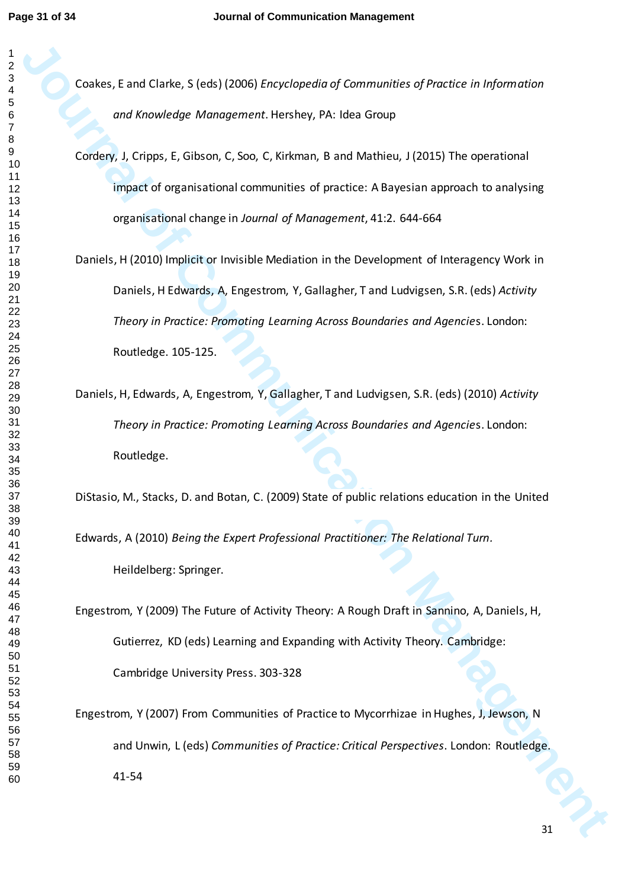Coakes, E and Clarke, S (eds) (2006) *Encyclopedia of Communities of Practice in Information and Knowledge Management*. Hershey, PA: Idea Group

Cordery, J, Cripps, E, Gibson, C, Soo, C, Kirkman, B and Mathieu, J (2015) The operational impact of organisational communities of practice: A Bayesian approach to analysing organisational change in *Journal of Management*, 41:2. 644-664

Daniels, H (2010) Implicit or Invisible Mediation in the Development of Interagency Work in Daniels, H Edwards, A, Engestrom, Y, Gallagher, T and Ludvigsen, S.R. (eds) *Activity Theory in Practice: Promoting Learning Across Boundaries and Agencies*. London: Routledge. 105-125.

Daniels, H, Edwards, A, Engestrom, Y, Gallagher, T and Ludvigsen, S.R. (eds) (2010) *Activity Theory in Practice: Promoting Learning Across Boundaries and Agencies*. London: Routledge.

DiStasio, M., Stacks, D. and Botan, C. (2009) State of public relations education in the United

Edwards, A (2010) *Being the Expert Professional Practitioner: The Relational Turn*. Heildelberg: Springer.

Engestrom, Y (2009) The Future of Activity Theory: A Rough Draft in Sannino, A, Daniels, H, Gutierrez, KD (eds) Learning and Expanding with Activity Theory. Cambridge: Cambridge University Press. 303-328

Engestrom, Y (2007) From Communities of Practice to Mycorrhizae in Hughes, J, Jewson, N and Unwin, L (eds) *Communities of Practice: Critical Perspectives*. London: Routledge. 41-54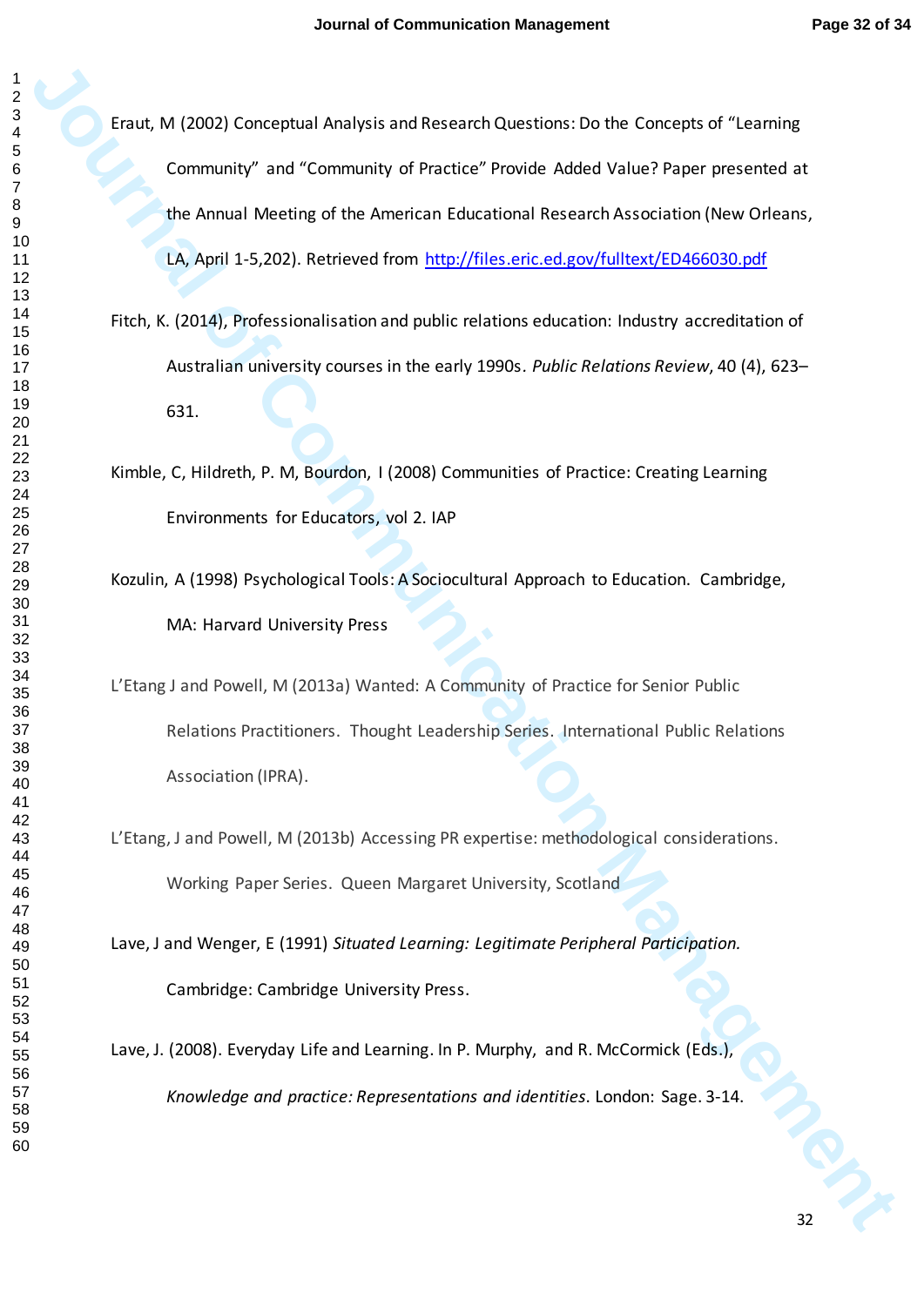Eraut, M (2002) Conceptual Analysis and Research Questions: Do the Concepts of "Learning Community" and "Community of Practice" Provide Added Value? Paper presented at the Annual Meeting of the American Educational Research Association (New Orleans, LA, April 1-5,202). Retrieved from http://files.eric.ed.gov/fulltext/ED466030.pdf

Fitch, K. (2014), Professionalisation and public relations education: Industry accreditation of Australian university courses in the early 1990s. *Public Relations Review*, 40 (4), 623–631.

Kimble, C, Hildreth, P. M, Bourdon, I (2008) Communities of Practice: Creating Learning Environments for Educators, vol 2. IAP

Kozulin, A (1998) Psychological Tools: A Sociocultural Approach to Education. Cambridge, MA: Harvard University Press

L'Etang J and Powell, M (2013a) Wanted: A Community of Practice for Senior Public Relations Practitioners. Thought Leadership Series. International Public Relations Association (IPRA).

L'Etang, J and Powell, M (2013b) Accessing PR expertise: methodological considerations. Working Paper Series. Queen Margaret University, Scotland

Lave, J and Wenger, E (1991) *Situated Learning: Legitimate Peripheral Participation.* Cambridge: Cambridge University Press.

Lave, J. (2008). Everyday Life and Learning. In P. Murphy, and R. McCormick (Eds.), *Knowledge and practice: Representations and identities*. London: Sage. 3-14.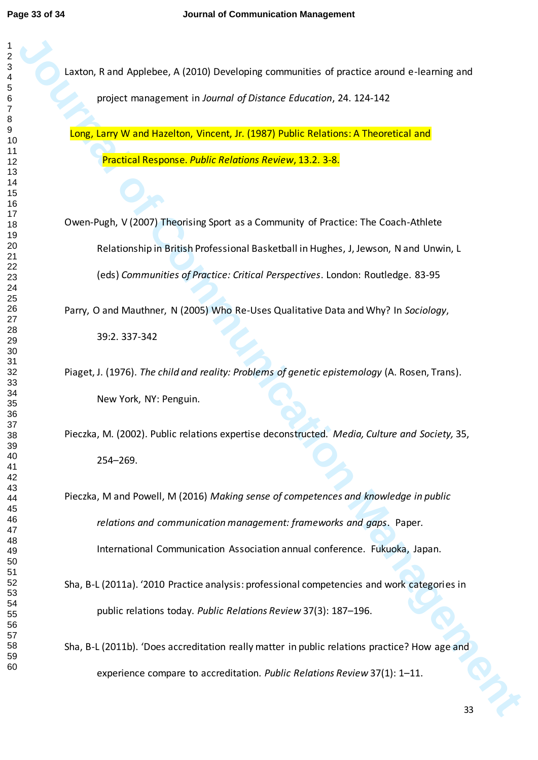Laxton, R and Applebee, A (2010) Developing communities of practice around e-learning and project management in *Journal of Distance Education*, 24. 124-142

Long, Larry W and Hazelton, Vincent, Jr. (1987) Public Relations: A Theoretical and Practical Response. *Public Relations Review*, 13.2. 3-8.

Owen-Pugh, V (2007) Theorising Sport as a Community of Practice: The Coach-Athlete Relationship in British Professional Basketball in Hughes, J, Jewson, N and Unwin, L (eds) *Communities of Practice: Critical Perspectives*. London: Routledge. 83-95

Parry, O and Mauthner, N (2005) Who Re-Uses Qualitative Data and Why? In *Sociology*, 39:2. 337-342

Piaget, J. (1976). *The child and reality: Problems of genetic epistemology* (A. Rosen, Trans). New York, NY: Penguin.

Pieczka, M. (2002). Public relations expertise deconstructed. *Media, Culture and Society,* 35, 254–269.

Pieczka, M and Powell, M (2016) *Making sense of competences and knowledge in public relations and communication management: frameworks and gaps*. Paper. International Communication Association annual conference. Fukuoka, Japan.

Sha, B-L (2011a). '2010 Practice analysis: professional competencies and work categories in public relations today. *Public Relations Review* 37(3): 187–196.

Sha, B-L (2011b). 'Does accreditation really matter in public relations practice? How age and experience compare to accreditation. *Public Relations Review* 37(1): 1–11.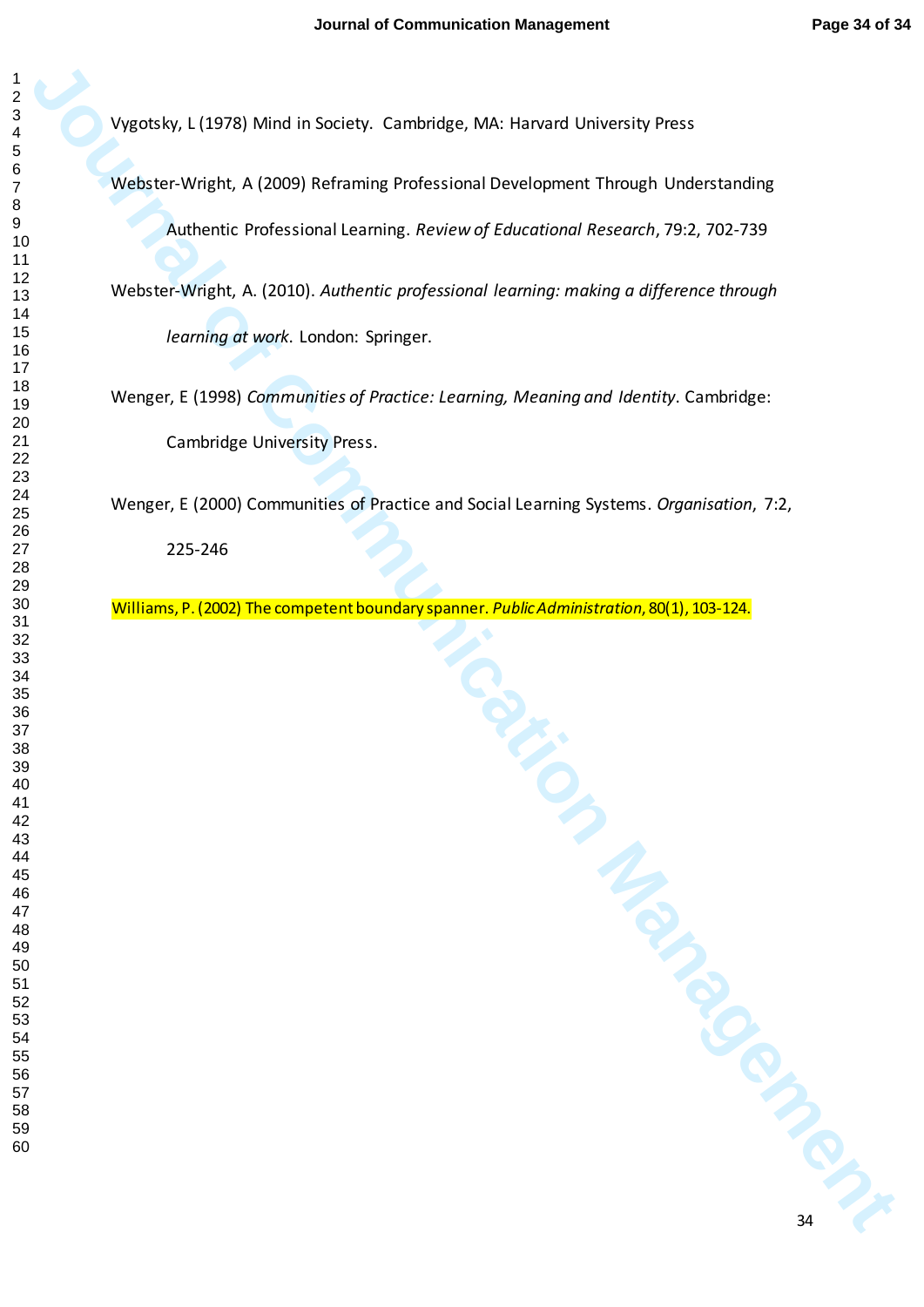Vygotsky, L (1978) Mind in Society. Cambridge, MA: Harvard University Press

Webster-Wright, A (2009) Reframing Professional Development Through Understanding Authentic Professional Learning. *Review of Educational Research*, 79:2, 702-739

Webster-Wright, A. (2010). *Authentic professional learning: making a difference through learning at work*. London: Springer.

Wenger, E (1998) *Communities of Practice: Learning, Meaning and Identity*. Cambridge: Cambridge University Press.

Wenger, E (2000) Communities of Practice and Social Learning Systems. *Organisation*, 7:2, 225-246

Williams, P. (2002) The competent boundary spanner. *Public Administration*, 80(1), 103-124.